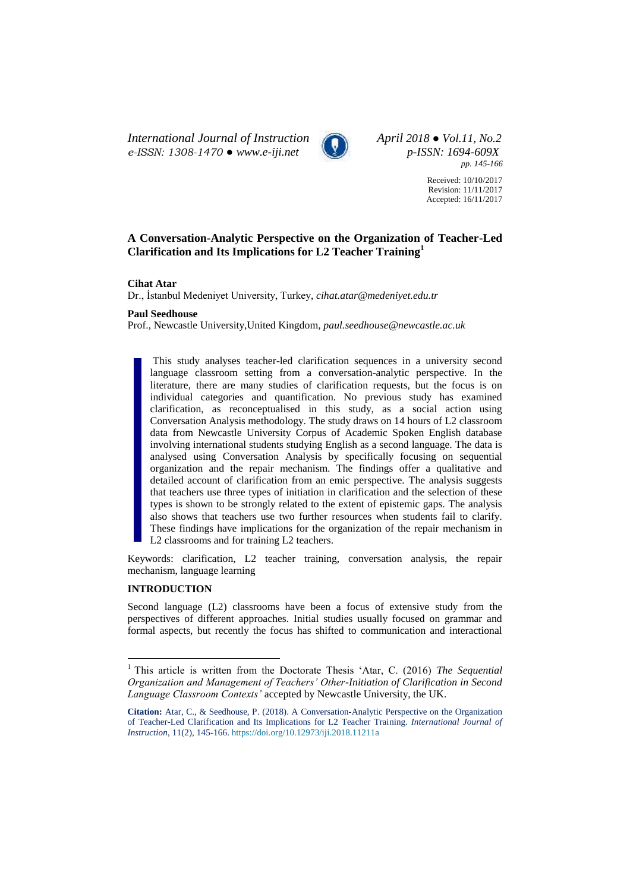# A Conversation-Analytic Perspective on the Organization of Teacher-Led Clarification and Its Implications for L2 Teacher Training[1]

**Cihat Atar**

Dr., İstanbul Medeniyet University, Turkey, *cihat.atar@medeniyet.edu.tr*

**Paul Seedhouse**

Prof., Newcastle University,United Kingdom, *paul.seedhouse@newcastle.ac.uk*

This study analyses teacher-led clarification sequences in a university second language classroom setting from a conversation-analytic perspective. In the literature, there are many studies of clarification requests, but the focus is on individual categories and quantification. No previous study has examined clarification, as reconceptualised in this study, as a social action using Conversation Analysis methodology. The study draws on 14 hours of L2 classroom data from Newcastle University Corpus of Academic Spoken English database involving international students studying English as a second language. The data is analysed using Conversation Analysis by specifically focusing on sequential organization and the repair mechanism. The findings offer a qualitative and detailed account of clarification from an emic perspective. The analysis suggests that teachers use three types of initiation in clarification and the selection of these types is shown to be strongly related to the extent of epistemic gaps. The analysis also shows that teachers use two further resources when students fail to clarify. These findings have implications for the organization of the repair mechanism in L2 classrooms and for training L2 teachers.

Keywords: clarification, L2 teacher training, conversation analysis, the repair mechanism, language learning

## INTRODUCTION

Second language (L2) classrooms have been a focus of extensive study from the perspectives of different approaches. Initial studies usually focused on grammar and formal aspects, but recently the focus has shifted to communication and interactional

---

[1] This article is written from the Doctorate Thesis 'Atar, C. (2016) *The Sequential Organization and Management of Teachers' Other-Initiation of Clarification in Second Language Classroom Contexts'* accepted by Newcastle University, the UK.

**Citation:** Atar, C., & Seedhouse, P. (2018). A Conversation-Analytic Perspective on the Organization of Teacher-Led Clarification and Its Implications for L2 Teacher Training. *International Journal of Instruction*, 11(2), 145-166. https://doi.org/10.12973/iji.2018.11211a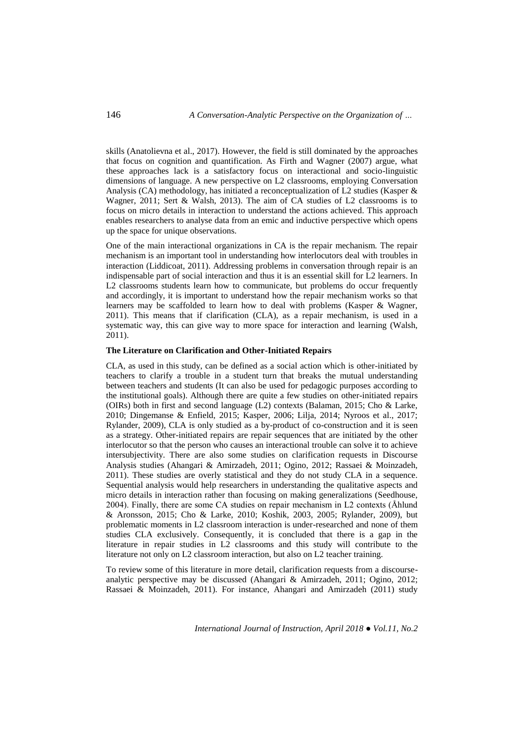skills (Anatolievna et al., 2017). However, the field is still dominated by the approaches that focus on cognition and quantification. As Firth and Wagner (2007) argue, what these approaches lack is a satisfactory focus on interactional and socio-linguistic dimensions of language. A new perspective on L2 classrooms, employing Conversation Analysis (CA) methodology, has initiated a reconceptualization of L2 studies (Kasper & Wagner, 2011; Sert & Walsh, 2013). The aim of CA studies of L2 classrooms is to focus on micro details in interaction to understand the actions achieved. This approach enables researchers to analyse data from an emic and inductive perspective which opens up the space for unique observations.

One of the main interactional organizations in CA is the repair mechanism. The repair mechanism is an important tool in understanding how interlocutors deal with troubles in interaction (Liddicoat, 2011). Addressing problems in conversation through repair is an indispensable part of social interaction and thus it is an essential skill for L2 learners. In L2 classrooms students learn how to communicate, but problems do occur frequently and accordingly, it is important to understand how the repair mechanism works so that learners may be scaffolded to learn how to deal with problems (Kasper & Wagner, 2011). This means that if clarification (CLA), as a repair mechanism, is used in a systematic way, this can give way to more space for interaction and learning (Walsh, 2011).

### The Literature on Clarification and Other-Initiated Repairs

CLA, as used in this study, can be defined as a social action which is other-initiated by teachers to clarify a trouble in a student turn that breaks the mutual understanding between teachers and students (It can also be used for pedagogic purposes according to the institutional goals). Although there are quite a few studies on other-initiated repairs (OIRs) both in first and second language (L2) contexts (Balaman, 2015; Cho & Larke, 2010; Dingemanse & Enfield, 2015; Kasper, 2006; Lilja, 2014; Nyroos et al., 2017; Rylander, 2009), CLA is only studied as a by-product of co-construction and it is seen as a strategy. Other-initiated repairs are repair sequences that are initiated by the other interlocutor so that the person who causes an interactional trouble can solve it to achieve intersubjectivity. There are also some studies on clarification requests in Discourse Analysis studies (Ahangari & Amirzadeh, 2011; Ogino, 2012; Rassaei & Moinzadeh, 2011). These studies are overly statistical and they do not study CLA in a sequence. Sequential analysis would help researchers in understanding the qualitative aspects and micro details in interaction rather than focusing on making generalizations (Seedhouse, 2004). Finally, there are some CA studies on repair mechanism in L2 contexts (Åhlund & Aronsson, 2015; Cho & Larke, 2010; Koshik, 2003, 2005; Rylander, 2009), but problematic moments in L2 classroom interaction is under-researched and none of them studies CLA exclusively. Consequently, it is concluded that there is a gap in the literature in repair studies in L2 classrooms and this study will contribute to the literature not only on L2 classroom interaction, but also on L2 teacher training.

To review some of this literature in more detail, clarification requests from a discourse-analytic perspective may be discussed (Ahangari & Amirzadeh, 2011; Ogino, 2012; Rassaei & Moinzadeh, 2011). For instance, Ahangari and Amirzadeh (2011) study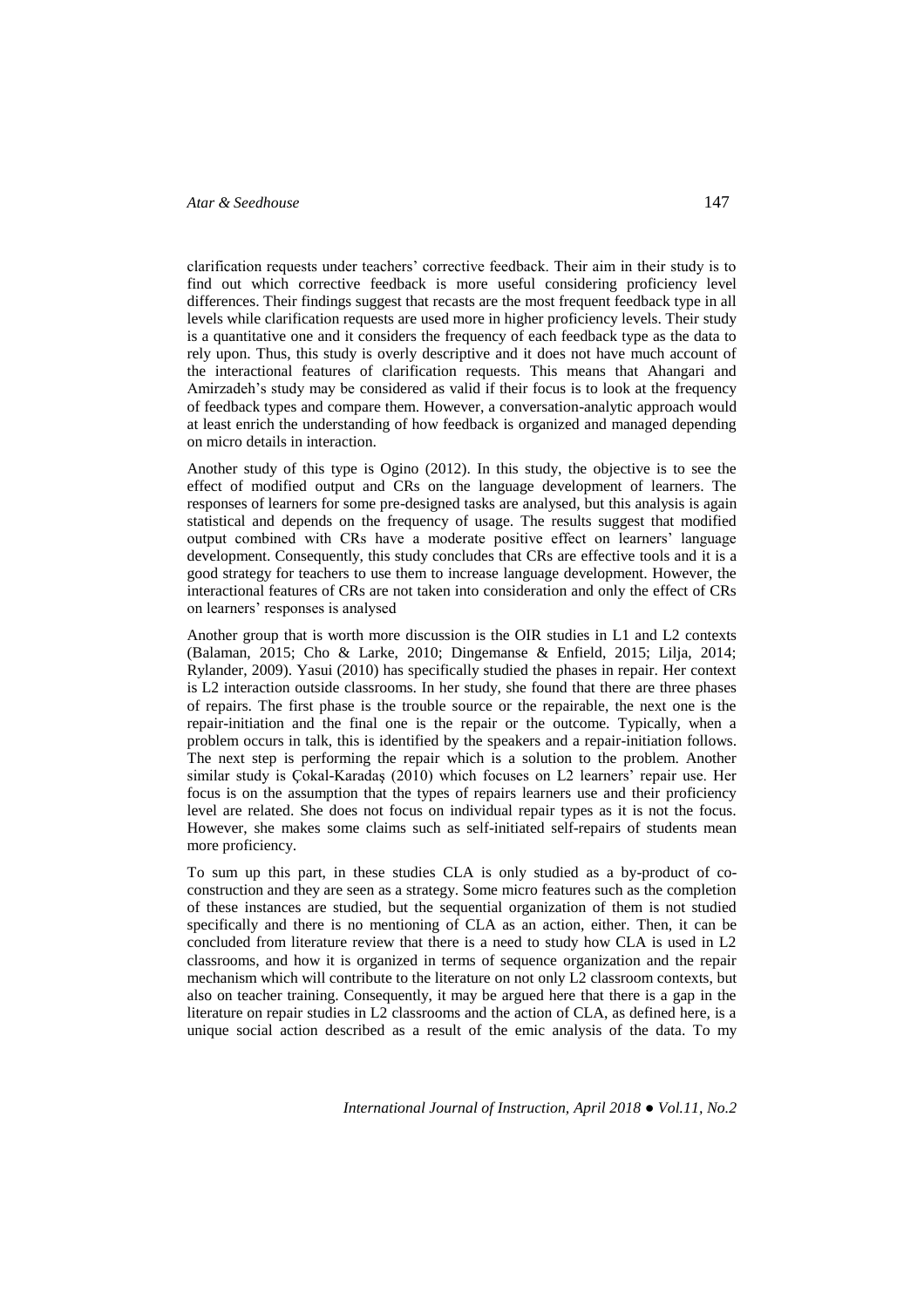clarification requests under teachers' corrective feedback. Their aim in their study is to find out which corrective feedback is more useful considering proficiency level differences. Their findings suggest that recasts are the most frequent feedback type in all levels while clarification requests are used more in higher proficiency levels. Their study is a quantitative one and it considers the frequency of each feedback type as the data to rely upon. Thus, this study is overly descriptive and it does not have much account of the interactional features of clarification requests. This means that Ahangari and Amirzadeh's study may be considered as valid if their focus is to look at the frequency of feedback types and compare them. However, a conversation-analytic approach would at least enrich the understanding of how feedback is organized and managed depending on micro details in interaction.

Another study of this type is Ogino (2012). In this study, the objective is to see the effect of modified output and CRs on the language development of learners. The responses of learners for some pre-designed tasks are analysed, but this analysis is again statistical and depends on the frequency of usage. The results suggest that modified output combined with CRs have a moderate positive effect on learners' language development. Consequently, this study concludes that CRs are effective tools and it is a good strategy for teachers to use them to increase language development. However, the interactional features of CRs are not taken into consideration and only the effect of CRs on learners' responses is analysed

Another group that is worth more discussion is the OIR studies in L1 and L2 contexts (Balaman, 2015; Cho & Larke, 2010; Dingemanse & Enfield, 2015; Lilja, 2014; Rylander, 2009). Yasui (2010) has specifically studied the phases in repair. Her context is L2 interaction outside classrooms. In her study, she found that there are three phases of repairs. The first phase is the trouble source or the repairable, the next one is the repair-initiation and the final one is the repair or the outcome. Typically, when a problem occurs in talk, this is identified by the speakers and a repair-initiation follows. The next step is performing the repair which is a solution to the problem. Another similar study is Çokal-Karadaş (2010) which focuses on L2 learners' repair use. Her focus is on the assumption that the types of repairs learners use and their proficiency level are related. She does not focus on individual repair types as it is not the focus. However, she makes some claims such as self-initiated self-repairs of students mean more proficiency.

To sum up this part, in these studies CLA is only studied as a by-product of co-construction and they are seen as a strategy. Some micro features such as the completion of these instances are studied, but the sequential organization of them is not studied specifically and there is no mentioning of CLA as an action, either. Then, it can be concluded from literature review that there is a need to study how CLA is used in L2 classrooms, and how it is organized in terms of sequence organization and the repair mechanism which will contribute to the literature on not only L2 classroom contexts, but also on teacher training. Consequently, it may be argued here that there is a gap in the literature on repair studies in L2 classrooms and the action of CLA, as defined here, is a unique social action described as a result of the emic analysis of the data. To my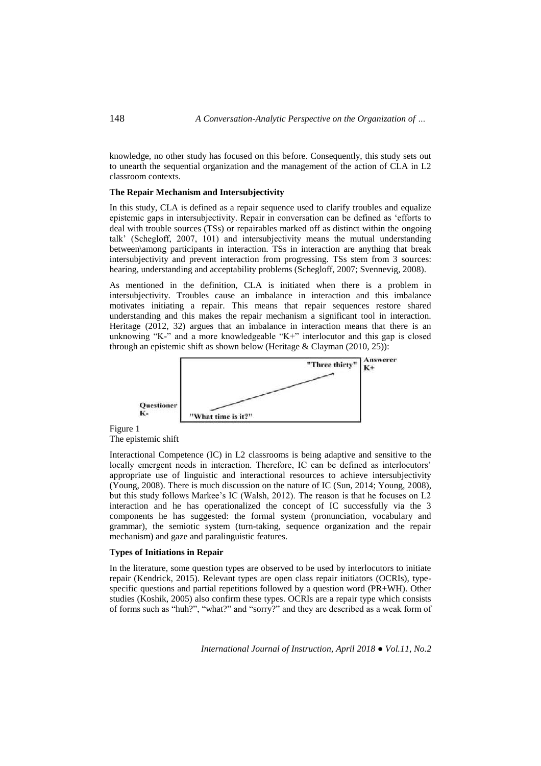knowledge, no other study has focused on this before. Consequently, this study sets out to unearth the sequential organization and the management of the action of CLA in L2 classroom contexts.

**The Repair Mechanism and Intersubjectivity**

In this study, CLA is defined as a repair sequence used to clarify troubles and equalize epistemic gaps in intersubjectivity. Repair in conversation can be defined as 'efforts to deal with trouble sources (TSs) or repairables marked off as distinct within the ongoing talk' (Schegloff, 2007, 101) and intersubjectivity means the mutual understanding between\among participants in interaction. TSs in interaction are anything that break intersubjectivity and prevent interaction from progressing. TSs stem from 3 sources: hearing, understanding and acceptability problems (Schegloff, 2007; Svennevig, 2008).

As mentioned in the definition, CLA is initiated when there is a problem in intersubjectivity. Troubles cause an imbalance in interaction and this imbalance motivates initiating a repair. This means that repair sequences restore shared understanding and this makes the repair mechanism a significant tool in interaction. Heritage (2012, 32) argues that an imbalance in interaction means that there is an unknowing "K-" and a more knowledgeable "K+" interlocutor and this gap is closed through an epistemic shift as shown below (Heritage & Clayman (2010, 25)):

Questioner K- | "What time is it?" | "Three thirty" | Answerer K+

Figure 1
The epistemic shift

Interactional Competence (IC) in L2 classrooms is being adaptive and sensitive to the locally emergent needs in interaction. Therefore, IC can be defined as interlocutors' appropriate use of linguistic and interactional resources to achieve intersubjectivity (Young, 2008). There is much discussion on the nature of IC (Sun, 2014; Young, 2008), but this study follows Markee's IC (Walsh, 2012). The reason is that he focuses on L2 interaction and he has operationalized the concept of IC successfully via the 3 components he has suggested: the formal system (pronunciation, vocabulary and grammar), the semiotic system (turn-taking, sequence organization and the repair mechanism) and gaze and paralinguistic features.

**Types of Initiations in Repair**

In the literature, some question types are observed to be used by interlocutors to initiate repair (Kendrick, 2015). Relevant types are open class repair initiators (OCRIs), type-specific questions and partial repetitions followed by a question word (PR+WH). Other studies (Koshik, 2005) also confirm these types. OCRIs are a repair type which consists of forms such as "huh?", "what?" and "sorry?" and they are described as a weak form of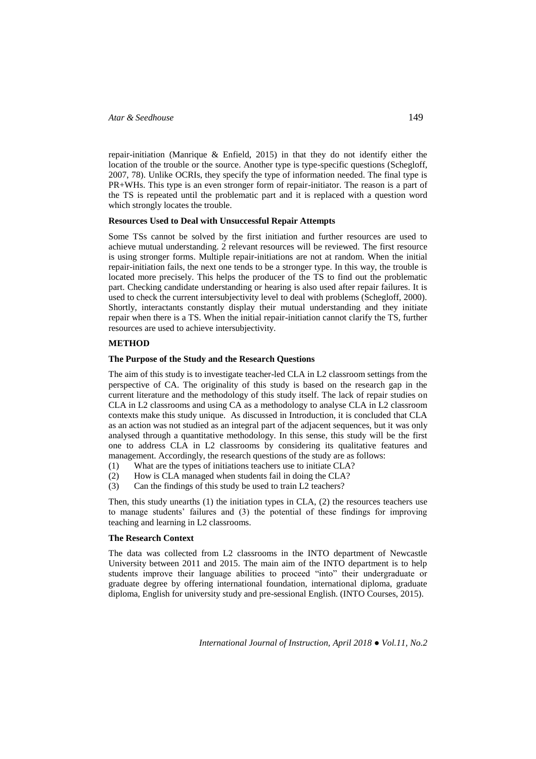repair-initiation (Manrique & Enfield, 2015) in that they do not identify either the location of the trouble or the source. Another type is type-specific questions (Schegloff, 2007, 78). Unlike OCRIs, they specify the type of information needed. The final type is PR+WHs. This type is an even stronger form of repair-initiator. The reason is a part of the TS is repeated until the problematic part and it is replaced with a question word which strongly locates the trouble.

**Resources Used to Deal with Unsuccessful Repair Attempts**

Some TSs cannot be solved by the first initiation and further resources are used to achieve mutual understanding. 2 relevant resources will be reviewed. The first resource is using stronger forms. Multiple repair-initiations are not at random. When the initial repair-initiation fails, the next one tends to be a stronger type. In this way, the trouble is located more precisely. This helps the producer of the TS to find out the problematic part. Checking candidate understanding or hearing is also used after repair failures. It is used to check the current intersubjectivity level to deal with problems (Schegloff, 2000). Shortly, interactants constantly display their mutual understanding and they initiate repair when there is a TS. When the initial repair-initiation cannot clarify the TS, further resources are used to achieve intersubjectivity.

## METHOD

**The Purpose of the Study and the Research Questions**

The aim of this study is to investigate teacher-led CLA in L2 classroom settings from the perspective of CA. The originality of this study is based on the research gap in the current literature and the methodology of this study itself. The lack of repair studies on CLA in L2 classrooms and using CA as a methodology to analyse CLA in L2 classroom contexts make this study unique. As discussed in Introduction, it is concluded that CLA as an action was not studied as an integral part of the adjacent sequences, but it was only analysed through a quantitative methodology. In this sense, this study will be the first one to address CLA in L2 classrooms by considering its qualitative features and management. Accordingly, the research questions of the study are as follows:

(1) What are the types of initiations teachers use to initiate CLA?
(2) How is CLA managed when students fail in doing the CLA?
(3) Can the findings of this study be used to train L2 teachers?

Then, this study unearths (1) the initiation types in CLA, (2) the resources teachers use to manage students' failures and (3) the potential of these findings for improving teaching and learning in L2 classrooms.

**The Research Context**

The data was collected from L2 classrooms in the INTO department of Newcastle University between 2011 and 2015. The main aim of the INTO department is to help students improve their language abilities to proceed "into" their undergraduate or graduate degree by offering international foundation, international diploma, graduate diploma, English for university study and pre-sessional English. (INTO Courses, 2015).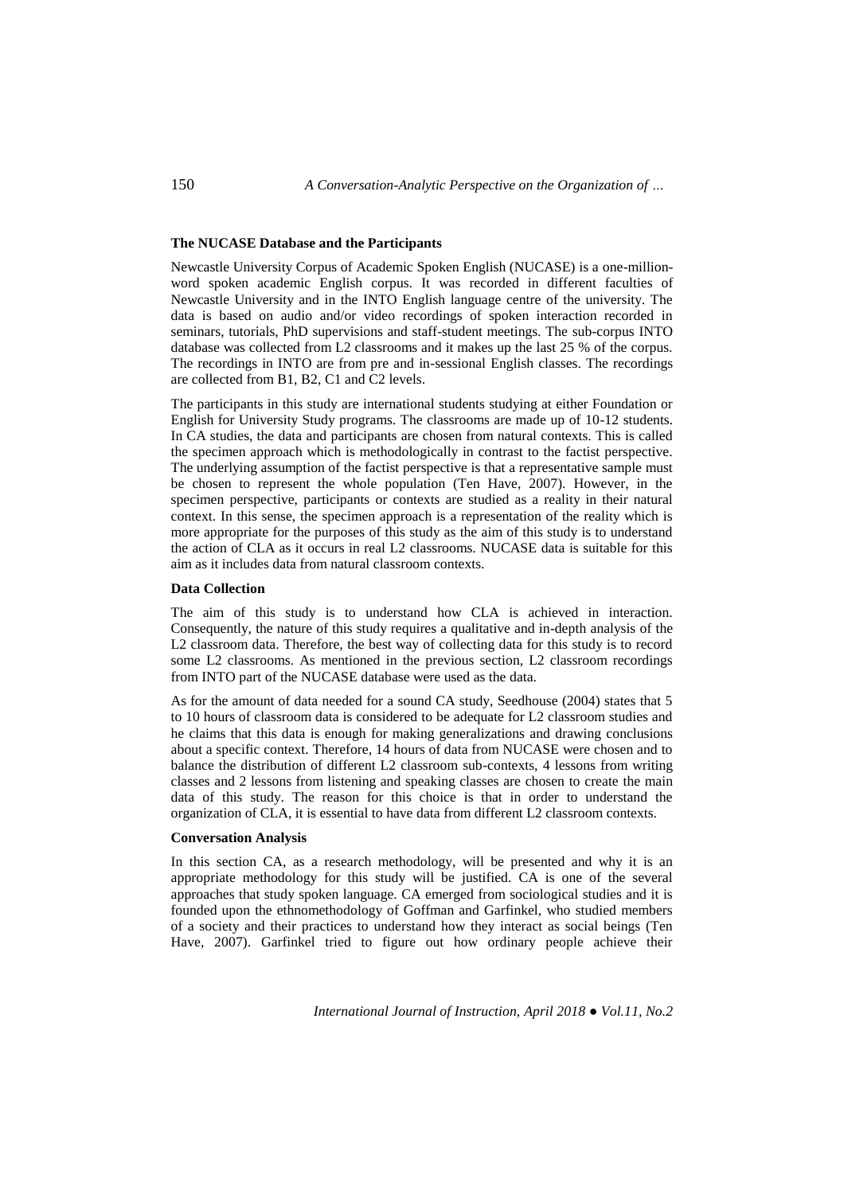**The NUCASE Database and the Participants**

Newcastle University Corpus of Academic Spoken English (NUCASE) is a one-million-word spoken academic English corpus. It was recorded in different faculties of Newcastle University and in the INTO English language centre of the university. The data is based on audio and/or video recordings of spoken interaction recorded in seminars, tutorials, PhD supervisions and staff-student meetings. The sub-corpus INTO database was collected from L2 classrooms and it makes up the last 25 % of the corpus. The recordings in INTO are from pre and in-sessional English classes. The recordings are collected from B1, B2, C1 and C2 levels.

The participants in this study are international students studying at either Foundation or English for University Study programs. The classrooms are made up of 10-12 students. In CA studies, the data and participants are chosen from natural contexts. This is called the specimen approach which is methodologically in contrast to the factist perspective. The underlying assumption of the factist perspective is that a representative sample must be chosen to represent the whole population (Ten Have, 2007). However, in the specimen perspective, participants or contexts are studied as a reality in their natural context. In this sense, the specimen approach is a representation of the reality which is more appropriate for the purposes of this study as the aim of this study is to understand the action of CLA as it occurs in real L2 classrooms. NUCASE data is suitable for this aim as it includes data from natural classroom contexts.

**Data Collection**

The aim of this study is to understand how CLA is achieved in interaction. Consequently, the nature of this study requires a qualitative and in-depth analysis of the L2 classroom data. Therefore, the best way of collecting data for this study is to record some L2 classrooms. As mentioned in the previous section, L2 classroom recordings from INTO part of the NUCASE database were used as the data.

As for the amount of data needed for a sound CA study, Seedhouse (2004) states that 5 to 10 hours of classroom data is considered to be adequate for L2 classroom studies and he claims that this data is enough for making generalizations and drawing conclusions about a specific context. Therefore, 14 hours of data from NUCASE were chosen and to balance the distribution of different L2 classroom sub-contexts, 4 lessons from writing classes and 2 lessons from listening and speaking classes are chosen to create the main data of this study. The reason for this choice is that in order to understand the organization of CLA, it is essential to have data from different L2 classroom contexts.

**Conversation Analysis**

In this section CA, as a research methodology, will be presented and why it is an appropriate methodology for this study will be justified. CA is one of the several approaches that study spoken language. CA emerged from sociological studies and it is founded upon the ethnomethodology of Goffman and Garfinkel, who studied members of a society and their practices to understand how they interact as social beings (Ten Have, 2007). Garfinkel tried to figure out how ordinary people achieve their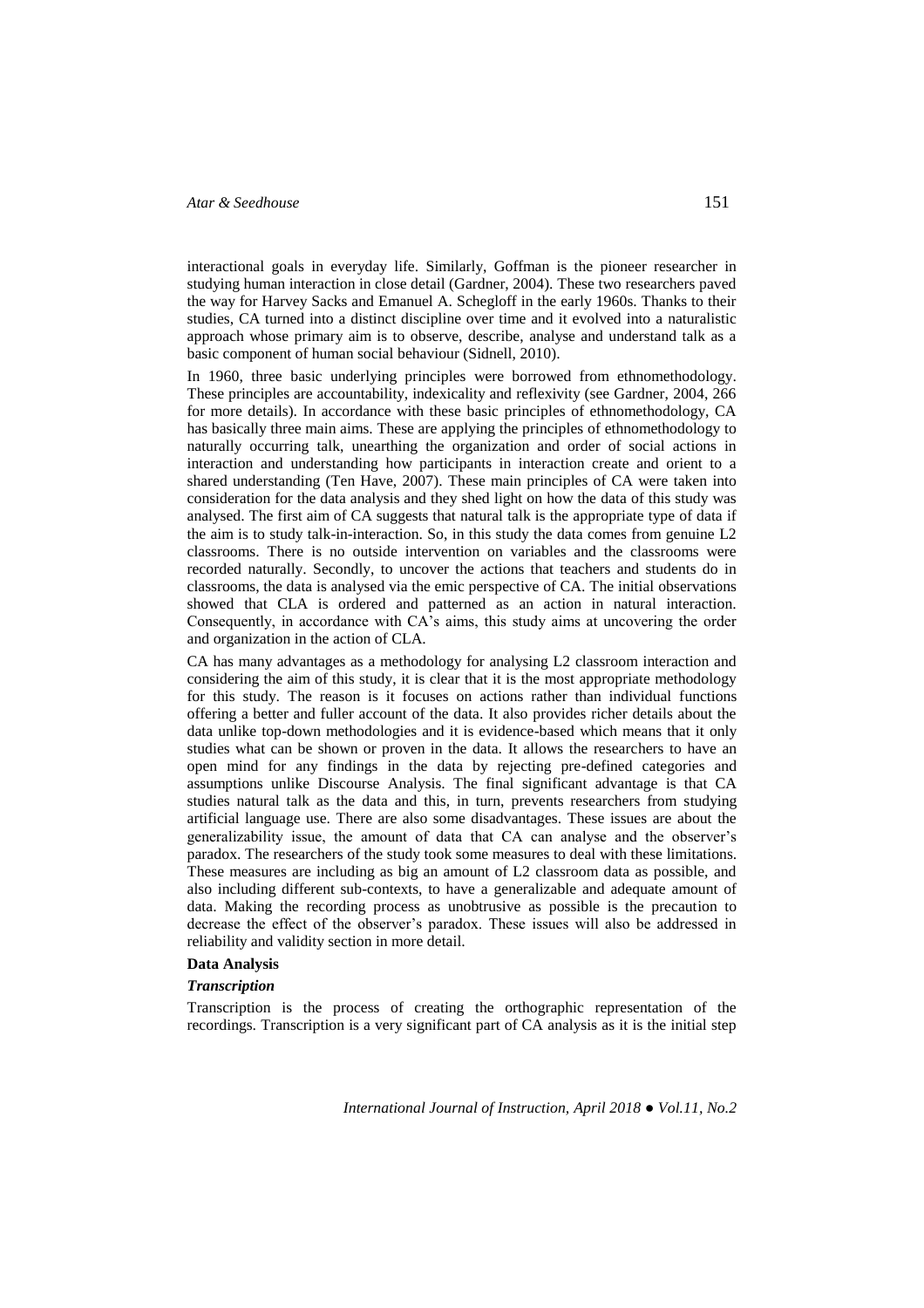interactional goals in everyday life. Similarly, Goffman is the pioneer researcher in studying human interaction in close detail (Gardner, 2004). These two researchers paved the way for Harvey Sacks and Emanuel A. Schegloff in the early 1960s. Thanks to their studies, CA turned into a distinct discipline over time and it evolved into a naturalistic approach whose primary aim is to observe, describe, analyse and understand talk as a basic component of human social behaviour (Sidnell, 2010).

In 1960, three basic underlying principles were borrowed from ethnomethodology. These principles are accountability, indexicality and reflexivity (see Gardner, 2004, 266 for more details). In accordance with these basic principles of ethnomethodology, CA has basically three main aims. These are applying the principles of ethnomethodology to naturally occurring talk, unearthing the organization and order of social actions in interaction and understanding how participants in interaction create and orient to a shared understanding (Ten Have, 2007). These main principles of CA were taken into consideration for the data analysis and they shed light on how the data of this study was analysed. The first aim of CA suggests that natural talk is the appropriate type of data if the aim is to study talk-in-interaction. So, in this study the data comes from genuine L2 classrooms. There is no outside intervention on variables and the classrooms were recorded naturally. Secondly, to uncover the actions that teachers and students do in classrooms, the data is analysed via the emic perspective of CA. The initial observations showed that CLA is ordered and patterned as an action in natural interaction. Consequently, in accordance with CA's aims, this study aims at uncovering the order and organization in the action of CLA.

CA has many advantages as a methodology for analysing L2 classroom interaction and considering the aim of this study, it is clear that it is the most appropriate methodology for this study. The reason is it focuses on actions rather than individual functions offering a better and fuller account of the data. It also provides richer details about the data unlike top-down methodologies and it is evidence-based which means that it only studies what can be shown or proven in the data. It allows the researchers to have an open mind for any findings in the data by rejecting pre-defined categories and assumptions unlike Discourse Analysis. The final significant advantage is that CA studies natural talk as the data and this, in turn, prevents researchers from studying artificial language use. There are also some disadvantages. These issues are about the generalizability issue, the amount of data that CA can analyse and the observer's paradox. The researchers of the study took some measures to deal with these limitations. These measures are including as big an amount of L2 classroom data as possible, and also including different sub-contexts, to have a generalizable and adequate amount of data. Making the recording process as unobtrusive as possible is the precaution to decrease the effect of the observer's paradox. These issues will also be addressed in reliability and validity section in more detail.

## Data Analysis

### *Transcription*

Transcription is the process of creating the orthographic representation of the recordings. Transcription is a very significant part of CA analysis as it is the initial step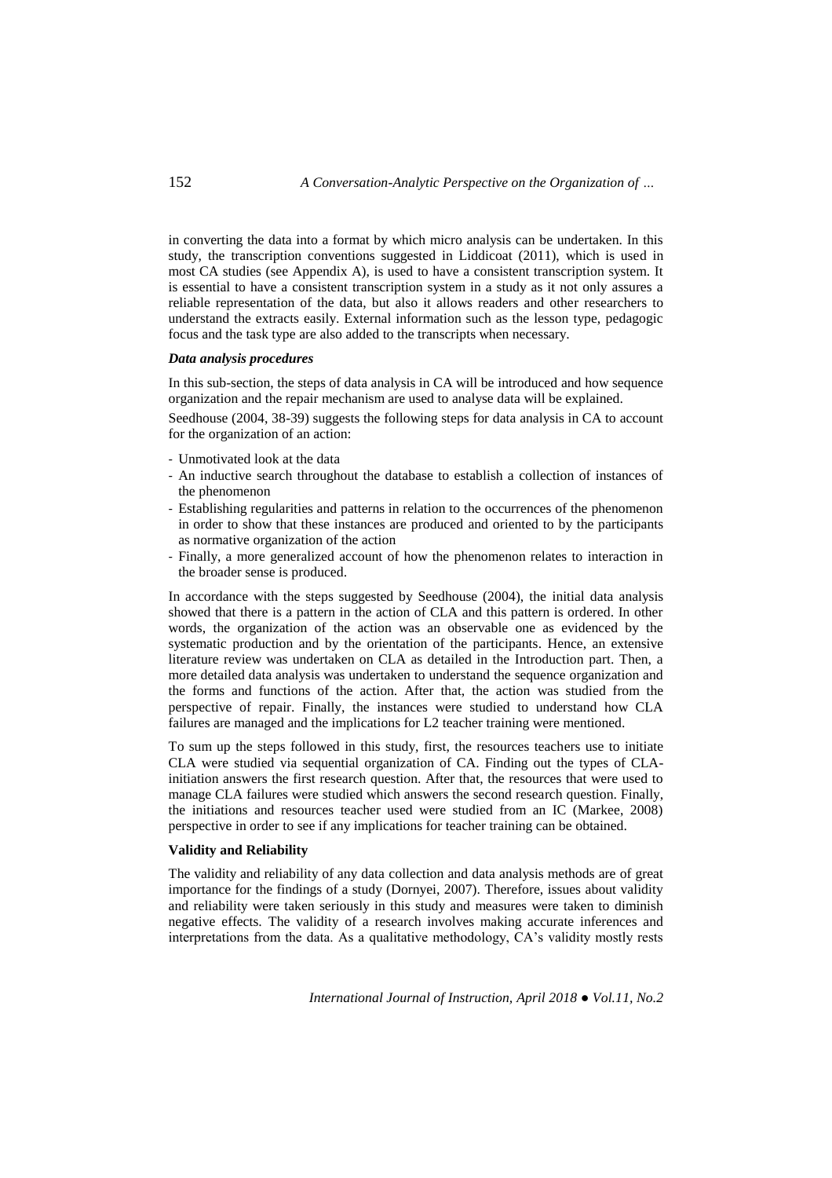in converting the data into a format by which micro analysis can be undertaken. In this study, the transcription conventions suggested in Liddicoat (2011), which is used in most CA studies (see Appendix A), is used to have a consistent transcription system. It is essential to have a consistent transcription system in a study as it not only assures a reliable representation of the data, but also it allows readers and other researchers to understand the extracts easily. External information such as the lesson type, pedagogic focus and the task type are also added to the transcripts when necessary.

### *Data analysis procedures*

In this sub-section, the steps of data analysis in CA will be introduced and how sequence organization and the repair mechanism are used to analyse data will be explained.

Seedhouse (2004, 38-39) suggests the following steps for data analysis in CA to account for the organization of an action:

- Unmotivated look at the data
- An inductive search throughout the database to establish a collection of instances of the phenomenon
- Establishing regularities and patterns in relation to the occurrences of the phenomenon in order to show that these instances are produced and oriented to by the participants as normative organization of the action
- Finally, a more generalized account of how the phenomenon relates to interaction in the broader sense is produced.

In accordance with the steps suggested by Seedhouse (2004), the initial data analysis showed that there is a pattern in the action of CLA and this pattern is ordered. In other words, the organization of the action was an observable one as evidenced by the systematic production and by the orientation of the participants. Hence, an extensive literature review was undertaken on CLA as detailed in the Introduction part. Then, a more detailed data analysis was undertaken to understand the sequence organization and the forms and functions of the action. After that, the action was studied from the perspective of repair. Finally, the instances were studied to understand how CLA failures are managed and the implications for L2 teacher training were mentioned.

To sum up the steps followed in this study, first, the resources teachers use to initiate CLA were studied via sequential organization of CA. Finding out the types of CLA-initiation answers the first research question. After that, the resources that were used to manage CLA failures were studied which answers the second research question. Finally, the initiations and resources teacher used were studied from an IC (Markee, 2008) perspective in order to see if any implications for teacher training can be obtained.

## **Validity and Reliability**

The validity and reliability of any data collection and data analysis methods are of great importance for the findings of a study (Dornyei, 2007). Therefore, issues about validity and reliability were taken seriously in this study and measures were taken to diminish negative effects. The validity of a research involves making accurate inferences and interpretations from the data. As a qualitative methodology, CA's validity mostly rests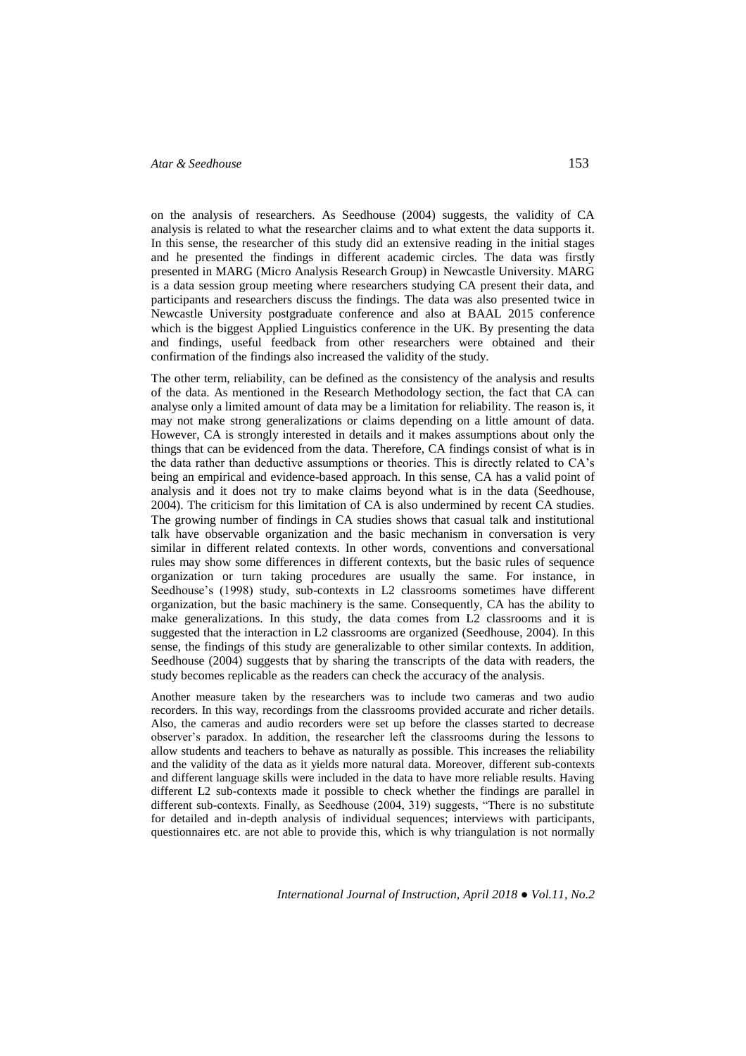on the analysis of researchers. As Seedhouse (2004) suggests, the validity of CA analysis is related to what the researcher claims and to what extent the data supports it. In this sense, the researcher of this study did an extensive reading in the initial stages and he presented the findings in different academic circles. The data was firstly presented in MARG (Micro Analysis Research Group) in Newcastle University. MARG is a data session group meeting where researchers studying CA present their data, and participants and researchers discuss the findings. The data was also presented twice in Newcastle University postgraduate conference and also at BAAL 2015 conference which is the biggest Applied Linguistics conference in the UK. By presenting the data and findings, useful feedback from other researchers were obtained and their confirmation of the findings also increased the validity of the study.

The other term, reliability, can be defined as the consistency of the analysis and results of the data. As mentioned in the Research Methodology section, the fact that CA can analyse only a limited amount of data may be a limitation for reliability. The reason is, it may not make strong generalizations or claims depending on a little amount of data. However, CA is strongly interested in details and it makes assumptions about only the things that can be evidenced from the data. Therefore, CA findings consist of what is in the data rather than deductive assumptions or theories. This is directly related to CA's being an empirical and evidence-based approach. In this sense, CA has a valid point of analysis and it does not try to make claims beyond what is in the data (Seedhouse, 2004). The criticism for this limitation of CA is also undermined by recent CA studies. The growing number of findings in CA studies shows that casual talk and institutional talk have observable organization and the basic mechanism in conversation is very similar in different related contexts. In other words, conventions and conversational rules may show some differences in different contexts, but the basic rules of sequence organization or turn taking procedures are usually the same. For instance, in Seedhouse's (1998) study, sub-contexts in L2 classrooms sometimes have different organization, but the basic machinery is the same. Consequently, CA has the ability to make generalizations. In this study, the data comes from L2 classrooms and it is suggested that the interaction in L2 classrooms are organized (Seedhouse, 2004). In this sense, the findings of this study are generalizable to other similar contexts. In addition, Seedhouse (2004) suggests that by sharing the transcripts of the data with readers, the study becomes replicable as the readers can check the accuracy of the analysis.

Another measure taken by the researchers was to include two cameras and two audio recorders. In this way, recordings from the classrooms provided accurate and richer details. Also, the cameras and audio recorders were set up before the classes started to decrease observer's paradox. In addition, the researcher left the classrooms during the lessons to allow students and teachers to behave as naturally as possible. This increases the reliability and the validity of the data as it yields more natural data. Moreover, different sub-contexts and different language skills were included in the data to have more reliable results. Having different L2 sub-contexts made it possible to check whether the findings are parallel in different sub-contexts. Finally, as Seedhouse (2004, 319) suggests, "There is no substitute for detailed and in-depth analysis of individual sequences; interviews with participants, questionnaires etc. are not able to provide this, which is why triangulation is not normally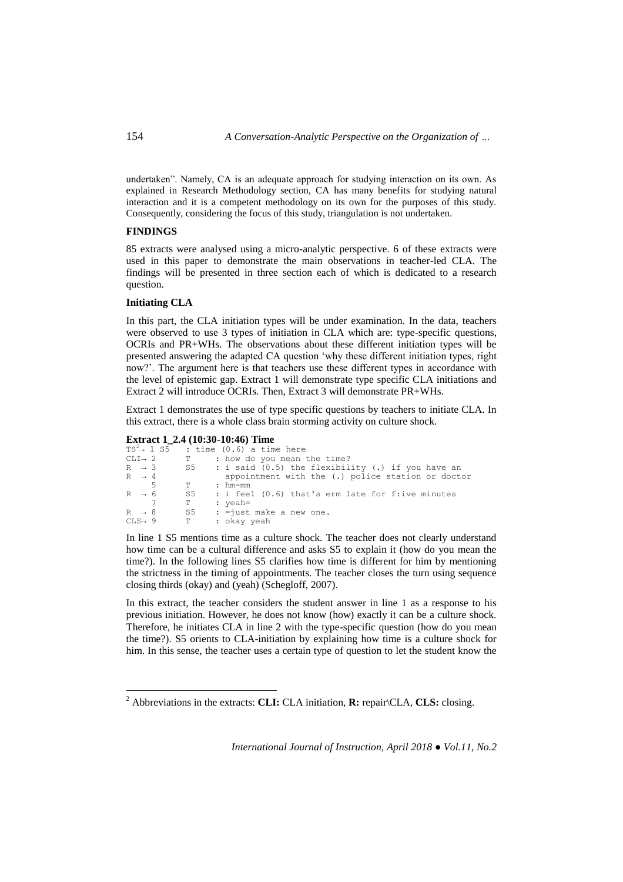undertaken". Namely, CA is an adequate approach for studying interaction on its own. As explained in Research Methodology section, CA has many benefits for studying natural interaction and it is a competent methodology on its own for the purposes of this study. Consequently, considering the focus of this study, triangulation is not undertaken.

## FINDINGS

85 extracts were analysed using a micro-analytic perspective. 6 of these extracts were used in this paper to demonstrate the main observations in teacher-led CLA. The findings will be presented in three section each of which is dedicated to a research question.

### Initiating CLA

In this part, the CLA initiation types will be under examination. In the data, teachers were observed to use 3 types of initiation in CLA which are: type-specific questions, OCRIs and PR+WHs. The observations about these different initiation types will be presented answering the adapted CA question 'why these different initiation types, right now?'. The argument here is that teachers use these different types in accordance with the level of epistemic gap. Extract 1 will demonstrate type specific CLA initiations and Extract 2 will introduce OCRIs. Then, Extract 3 will demonstrate PR+WHs.

Extract 1 demonstrates the use of type specific questions by teachers to initiate CLA. In this extract, there is a whole class brain storming activity on culture shock.

**Extract 1_2.4 (10:30-10:46) Time**

```
TS[2]→ 1 S5   : time (0.6) a time here
CLI→ 2    T    : how do you mean the time?
R  → 3    S5   : i said (0.5) the flexibility (.) if you have an
R  → 4           appointment with the (.) police station or doctor
     5    T    : hm-mm
R  → 6    S5   : i feel (0.6) that's erm late for f:ive minutes
     7    T    : yeah=
R  → 8    S5   : =just make a new one.
CLS→ 9    T    : okay yeah
```

In line 1 S5 mentions time as a culture shock. The teacher does not clearly understand how time can be a cultural difference and asks S5 to explain it (how do you mean the time?). In the following lines S5 clarifies how time is different for him by mentioning the strictness in the timing of appointments. The teacher closes the turn using sequence closing thirds (okay) and (yeah) (Schegloff, 2007).

In this extract, the teacher considers the student answer in line 1 as a response to his previous initiation. However, he does not know (how) exactly it can be a culture shock. Therefore, he initiates CLA in line 2 with the type-specific question (how do you mean the time?). S5 orients to CLA-initiation by explaining how time is a culture shock for him. In this sense, the teacher uses a certain type of question to let the student know the

[2] Abbreviations in the extracts: **CLI:** CLA initiation, **R:** repair\CLA, **CLS:** closing.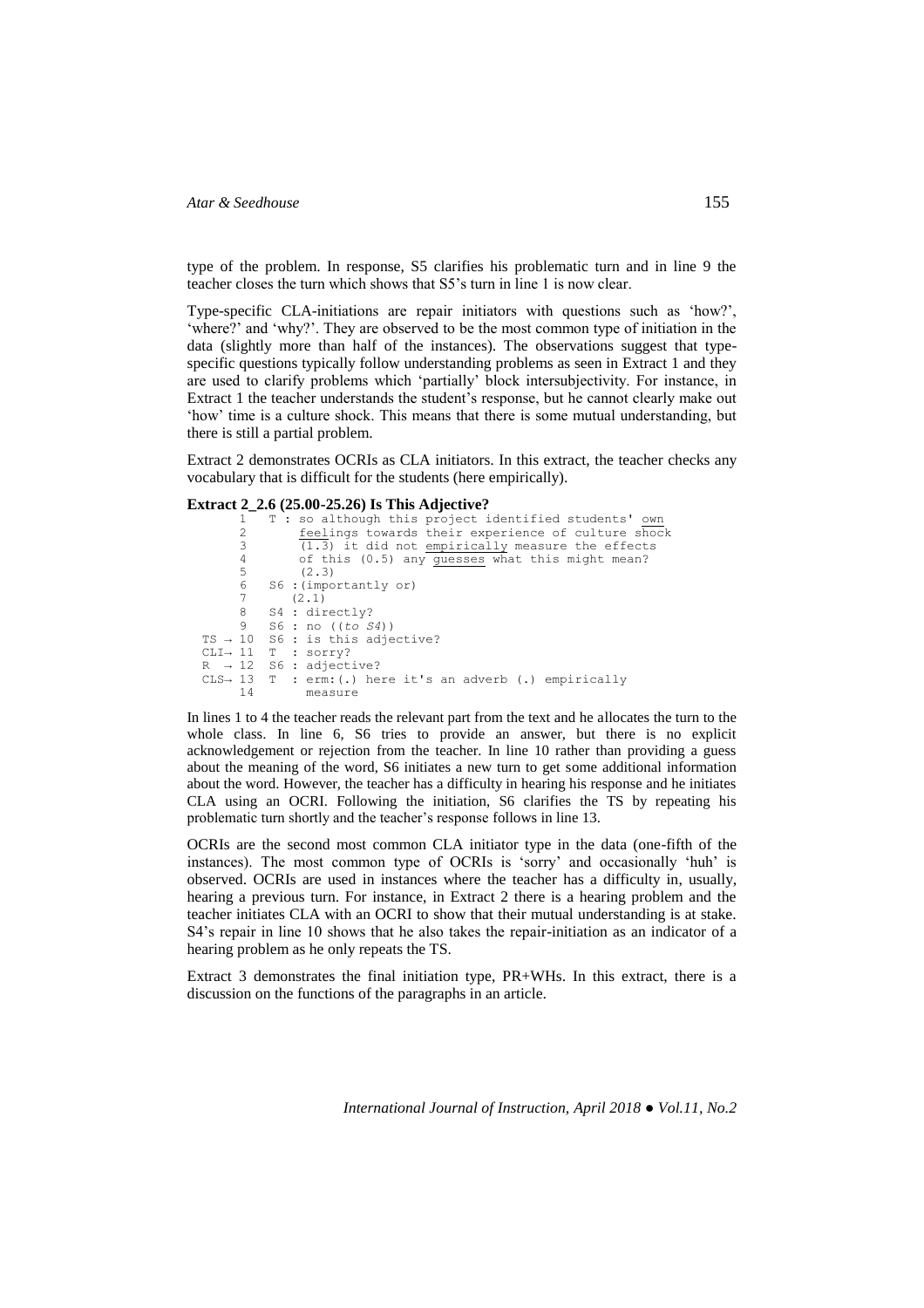type of the problem. In response, S5 clarifies his problematic turn and in line 9 the teacher closes the turn which shows that S5's turn in line 1 is now clear.

Type-specific CLA-initiations are repair initiators with questions such as 'how?', 'where?' and 'why?'. They are observed to be the most common type of initiation in the data (slightly more than half of the instances). The observations suggest that type-specific questions typically follow understanding problems as seen in Extract 1 and they are used to clarify problems which 'partially' block intersubjectivity. For instance, in Extract 1 the teacher understands the student's response, but he cannot clearly make out 'how' time is a culture shock. This means that there is some mutual understanding, but there is still a partial problem.

Extract 2 demonstrates OCRIs as CLA initiators. In this extract, the teacher checks any vocabulary that is difficult for the students (here empirically).

**Extract 2_2.6 (25.00-25.26) Is This Adjective?**

```
      1   T : so although this project identified students' own
      2       feelings towards their experience of culture shock
      3       (1.3) it did not empirically measure the effects
      4       of this (0.5) any guesses what this might mean?
      5       (2.3)
      6   S6 :(importantly or)
      7      (2.1)
      8   S4 : directly?
      9   S6 : no ((to S4))
 TS → 10  S6 : is this adjective?
 CLI→ 11  T  : sorry?
 R  → 12  S6 : adjective?
 CLS→ 13  T  : erm:(.) here it's an adverb (.) empirically
      14       measure
```

In lines 1 to 4 the teacher reads the relevant part from the text and he allocates the turn to the whole class. In line 6, S6 tries to provide an answer, but there is no explicit acknowledgement or rejection from the teacher. In line 10 rather than providing a guess about the meaning of the word, S6 initiates a new turn to get some additional information about the word. However, the teacher has a difficulty in hearing his response and he initiates CLA using an OCRI. Following the initiation, S6 clarifies the TS by repeating his problematic turn shortly and the teacher's response follows in line 13.

OCRIs are the second most common CLA initiator type in the data (one-fifth of the instances). The most common type of OCRIs is 'sorry' and occasionally 'huh' is observed. OCRIs are used in instances where the teacher has a difficulty in, usually, hearing a previous turn. For instance, in Extract 2 there is a hearing problem and the teacher initiates CLA with an OCRI to show that their mutual understanding is at stake. S4's repair in line 10 shows that he also takes the repair-initiation as an indicator of a hearing problem as he only repeats the TS.

Extract 3 demonstrates the final initiation type, PR+WHs. In this extract, there is a discussion on the functions of the paragraphs in an article.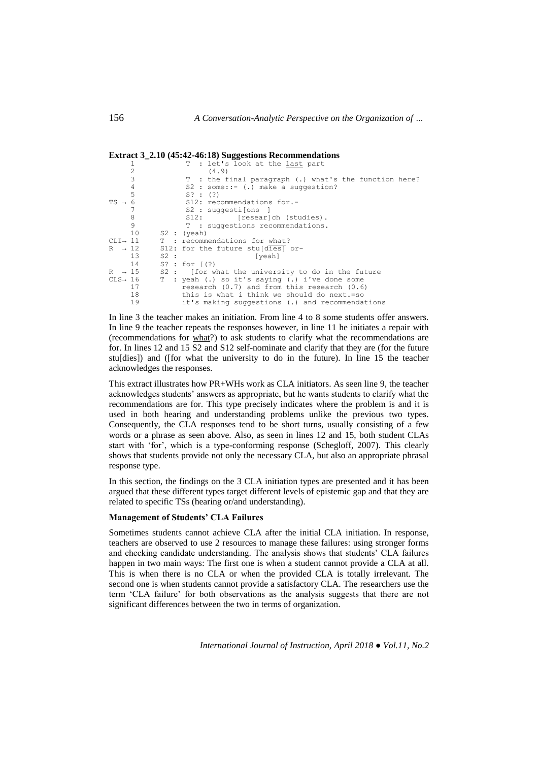**Extract 3_2.10 (45:42-46:18) Suggestions Recommendations**

```
     1            T  : let's look at the last part
     2                 (4.9)
     3            T  : the final paragraph (.) what's the function here?
     4            S2 : some::- (.) make a suggestion?
     5            S? : (?)
TS → 6            S12: recommendations for.-
     7            S2 : suggesti[ons  ]
     8            S12:         [resear]ch (studies).
     9            T  : suggestions recommendations.
     10      S2 : (yeah)
CLI→ 11      T  : recommendations for what?
R  → 12      S12: for the future stu[dies] or-
     13      S2 :                   [yeah]
     14      S? : for [(?)
R  → 15      S2 :   [for what the university to do in the future
CLS→ 16      T  : yeah (.) so it's saying (.) i've done some
     17           research (0.7) and from this research (0.6)
     18           this is what i think we should do next.=so
     19           it's making suggestions (.) and recommendations
```

In line 3 the teacher makes an initiation. From line 4 to 8 some students offer answers. In line 9 the teacher repeats the responses however, in line 11 he initiates a repair with (recommendations for what?) to ask students to clarify what the recommendations are for. In lines 12 and 15 S2 and S12 self-nominate and clarify that they are (for the future stu[dies]) and ([for what the university to do in the future). In line 15 the teacher acknowledges the responses.

This extract illustrates how PR+WHs work as CLA initiators. As seen line 9, the teacher acknowledges students' answers as appropriate, but he wants students to clarify what the recommendations are for. This type precisely indicates where the problem is and it is used in both hearing and understanding problems unlike the previous two types. Consequently, the CLA responses tend to be short turns, usually consisting of a few words or a phrase as seen above. Also, as seen in lines 12 and 15, both student CLAs start with 'for', which is a type-conforming response (Schegloff, 2007). This clearly shows that students provide not only the necessary CLA, but also an appropriate phrasal response type.

In this section, the findings on the 3 CLA initiation types are presented and it has been argued that these different types target different levels of epistemic gap and that they are related to specific TSs (hearing or/and understanding).

**Management of Students' CLA Failures**

Sometimes students cannot achieve CLA after the initial CLA initiation. In response, teachers are observed to use 2 resources to manage these failures: using stronger forms and checking candidate understanding. The analysis shows that students' CLA failures happen in two main ways: The first one is when a student cannot provide a CLA at all. This is when there is no CLA or when the provided CLA is totally irrelevant. The second one is when students cannot provide a satisfactory CLA. The researchers use the term 'CLA failure' for both observations as the analysis suggests that there are not significant differences between the two in terms of organization.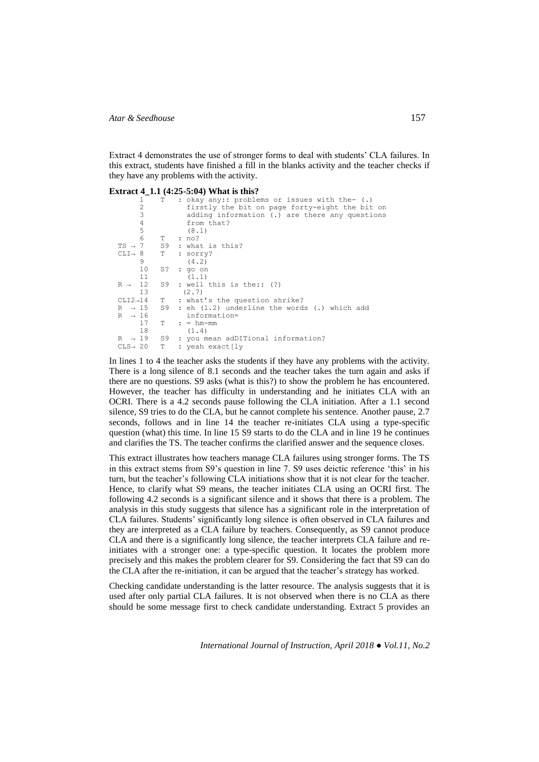Extract 4 demonstrates the use of stronger forms to deal with students' CLA failures. In this extract, students have finished a fill in the blanks activity and the teacher checks if they have any problems with the activity.

**Extract 4_1.1 (4:25-5:04) What is this?**

```
      1    T   : okay any:: problems or issues with the- (.)
      2          firstly the bit on page forty-eight the bit on
      3          adding information (.) are there any questions
      4          from that?
      5          (8.1)
      6    T   : no?
  TS → 7   S9  : what is this?
  CLI→ 8   T   : sorry?
      9          (4.2)
      10   S?  : go on
      11         (1.1)
  R →  12  S9  : well this is the:: (?)
      13        (2.7)
  CLI2→14  T   : what's the question shrike?
  R  → 15  S9  : eh (1.2) underline the words (.) which add
  R  → 16        information=
      17   T   : = hm-mm
      18         (1.4)
  R  → 19  S9  : you mean adDITional information?
  CLS→ 20  T   : yeah exact[ly
```

In lines 1 to 4 the teacher asks the students if they have any problems with the activity. There is a long silence of 8.1 seconds and the teacher takes the turn again and asks if there are no questions. S9 asks (what is this?) to show the problem he has encountered. However, the teacher has difficulty in understanding and he initiates CLA with an OCRI. There is a 4.2 seconds pause following the CLA initiation. After a 1.1 second silence, S9 tries to do the CLA, but he cannot complete his sentence. Another pause, 2.7 seconds, follows and in line 14 the teacher re-initiates CLA using a type-specific question (what) this time. In line 15 S9 starts to do the CLA and in line 19 he continues and clarifies the TS. The teacher confirms the clarified answer and the sequence closes.

This extract illustrates how teachers manage CLA failures using stronger forms. The TS in this extract stems from S9's question in line 7. S9 uses deictic reference 'this' in his turn, but the teacher's following CLA initiations show that it is not clear for the teacher. Hence, to clarify what S9 means, the teacher initiates CLA using an OCRI first. The following 4.2 seconds is a significant silence and it shows that there is a problem. The analysis in this study suggests that silence has a significant role in the interpretation of CLA failures. Students' significantly long silence is often observed in CLA failures and they are interpreted as a CLA failure by teachers. Consequently, as S9 cannot produce CLA and there is a significantly long silence, the teacher interprets CLA failure and re-initiates with a stronger one: a type-specific question. It locates the problem more precisely and this makes the problem clearer for S9. Considering the fact that S9 can do the CLA after the re-initiation, it can be argued that the teacher's strategy has worked.

Checking candidate understanding is the latter resource. The analysis suggests that it is used after only partial CLA failures. It is not observed when there is no CLA as there should be some message first to check candidate understanding. Extract 5 provides an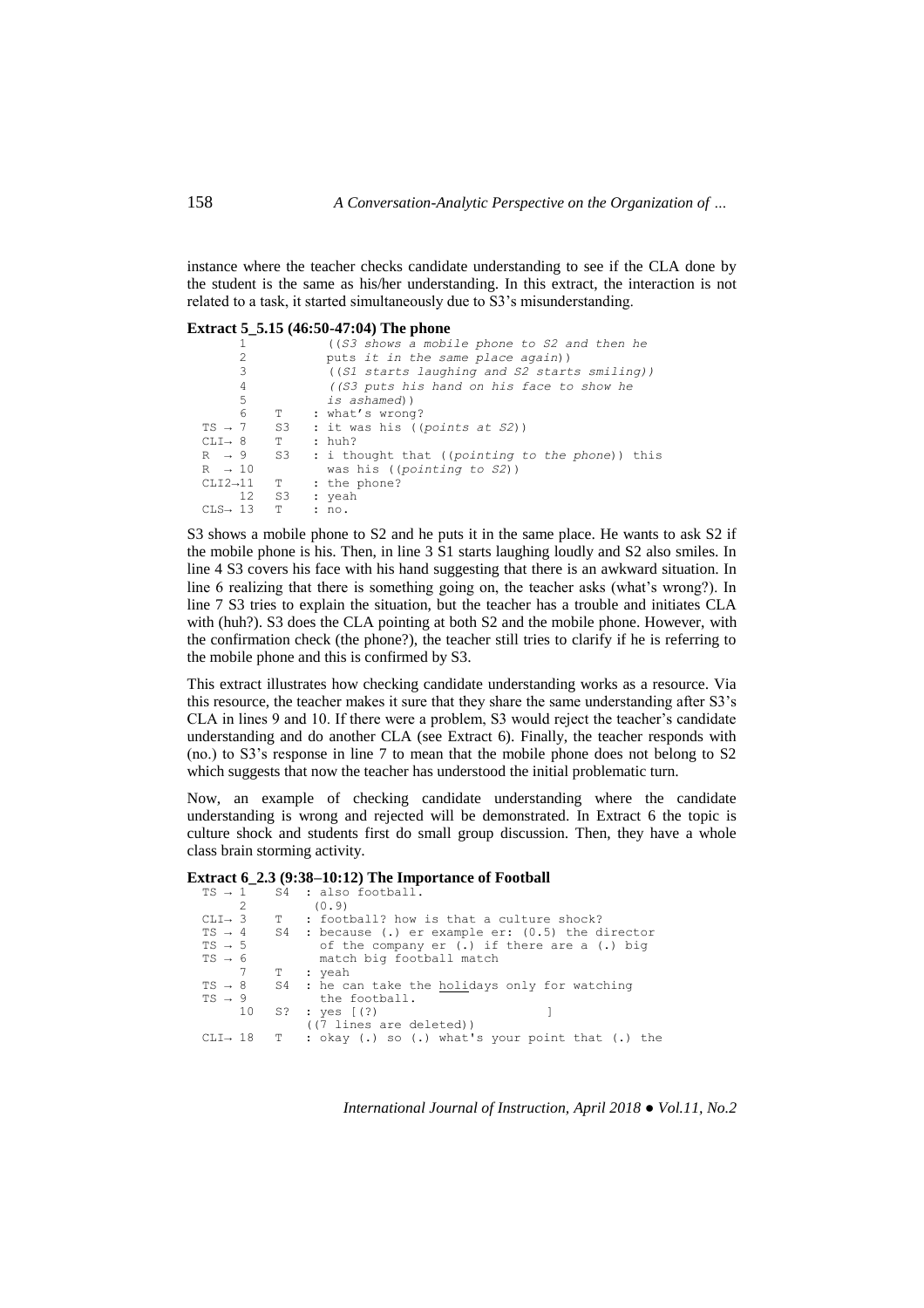instance where the teacher checks candidate understanding to see if the CLA done by the student is the same as his/her understanding. In this extract, the interaction is not related to a task, it started simultaneously due to S3's misunderstanding.

**Extract 5_5.15 (46:50-47:04) The phone**

```
      1           ((S3 shows a mobile phone to S2 and then he
      2           puts it in the same place again))
      3           ((S1 starts laughing and S2 starts smiling))
      4           ((S3 puts his hand on his face to show he
      5           is ashamed))
      6    T    : what's wrong?
 TS → 7    S3   : it was his ((points at S2))
 CLI→ 8    T    : huh?
 R  → 9    S3   : i thought that ((pointing to the phone)) this
 R  → 10          was his ((pointing to S2))
 CLI2→11   T    : the phone?
      12   S3   : yeah
 CLS→ 13   T    : no.
```

S3 shows a mobile phone to S2 and he puts it in the same place. He wants to ask S2 if the mobile phone is his. Then, in line 3 S1 starts laughing loudly and S2 also smiles. In line 4 S3 covers his face with his hand suggesting that there is an awkward situation. In line 6 realizing that there is something going on, the teacher asks (what's wrong?). In line 7 S3 tries to explain the situation, but the teacher has a trouble and initiates CLA with (huh?). S3 does the CLA pointing at both S2 and the mobile phone. However, with the confirmation check (the phone?), the teacher still tries to clarify if he is referring to the mobile phone and this is confirmed by S3.

This extract illustrates how checking candidate understanding works as a resource. Via this resource, the teacher makes it sure that they share the same understanding after S3's CLA in lines 9 and 10. If there were a problem, S3 would reject the teacher's candidate understanding and do another CLA (see Extract 6). Finally, the teacher responds with (no.) to S3's response in line 7 to mean that the mobile phone does not belong to S2 which suggests that now the teacher has understood the initial problematic turn.

Now, an example of checking candidate understanding where the candidate understanding is wrong and rejected will be demonstrated. In Extract 6 the topic is culture shock and students first do small group discussion. Then, they have a whole class brain storming activity.

**Extract 6_2.3 (9:38–10:12) The Importance of Football**

```
 TS → 1    S4 : also football.
      2         (0.9)
 CLI→ 3    T  : football? how is that a culture shock?
 TS → 4    S4 : because (.) er example er: (0.5) the director
 TS → 5         of the company er (.) if there are a (.) big
 TS → 6         match big football match
      7    T  : yeah
 TS → 8    S4 : he can take the holidays only for watching
 TS → 9         the football.
      10   S? : yes [(?)                    ]
              ((7 lines are deleted))
 CLI→ 18   T  : okay (.) so (.) what's your point that (.) the
```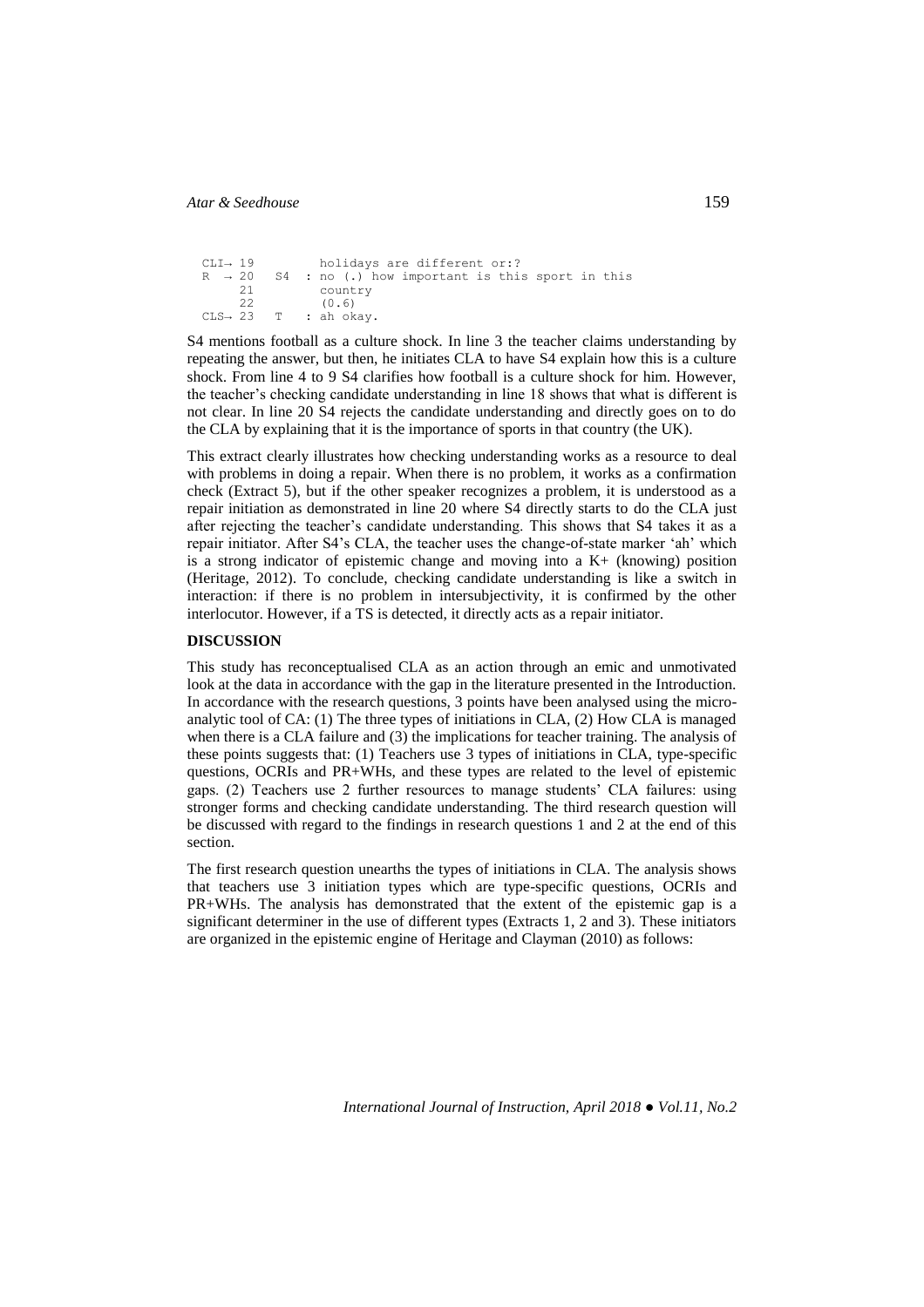```
CLI→ 19         holidays are different or:?
R  → 20   S4  : no (.) how important is this sport in this
     21         country
     22         (0.6)
CLS→ 23   T   : ah okay.
```

S4 mentions football as a culture shock. In line 3 the teacher claims understanding by repeating the answer, but then, he initiates CLA to have S4 explain how this is a culture shock. From line 4 to 9 S4 clarifies how football is a culture shock for him. However, the teacher's checking candidate understanding in line 18 shows that what is different is not clear. In line 20 S4 rejects the candidate understanding and directly goes on to do the CLA by explaining that it is the importance of sports in that country (the UK).

This extract clearly illustrates how checking understanding works as a resource to deal with problems in doing a repair. When there is no problem, it works as a confirmation check (Extract 5), but if the other speaker recognizes a problem, it is understood as a repair initiation as demonstrated in line 20 where S4 directly starts to do the CLA just after rejecting the teacher's candidate understanding. This shows that S4 takes it as a repair initiator. After S4's CLA, the teacher uses the change-of-state marker 'ah' which is a strong indicator of epistemic change and moving into a K+ (knowing) position (Heritage, 2012). To conclude, checking candidate understanding is like a switch in interaction: if there is no problem in intersubjectivity, it is confirmed by the other interlocutor. However, if a TS is detected, it directly acts as a repair initiator.

## DISCUSSION

This study has reconceptualised CLA as an action through an emic and unmotivated look at the data in accordance with the gap in the literature presented in the Introduction. In accordance with the research questions, 3 points have been analysed using the micro-analytic tool of CA: (1) The three types of initiations in CLA, (2) How CLA is managed when there is a CLA failure and (3) the implications for teacher training. The analysis of these points suggests that: (1) Teachers use 3 types of initiations in CLA, type-specific questions, OCRIs and PR+WHs, and these types are related to the level of epistemic gaps. (2) Teachers use 2 further resources to manage students' CLA failures: using stronger forms and checking candidate understanding. The third research question will be discussed with regard to the findings in research questions 1 and 2 at the end of this section.

The first research question unearths the types of initiations in CLA. The analysis shows that teachers use 3 initiation types which are type-specific questions, OCRIs and PR+WHs. The analysis has demonstrated that the extent of the epistemic gap is a significant determiner in the use of different types (Extracts 1, 2 and 3). These initiators are organized in the epistemic engine of Heritage and Clayman (2010) as follows: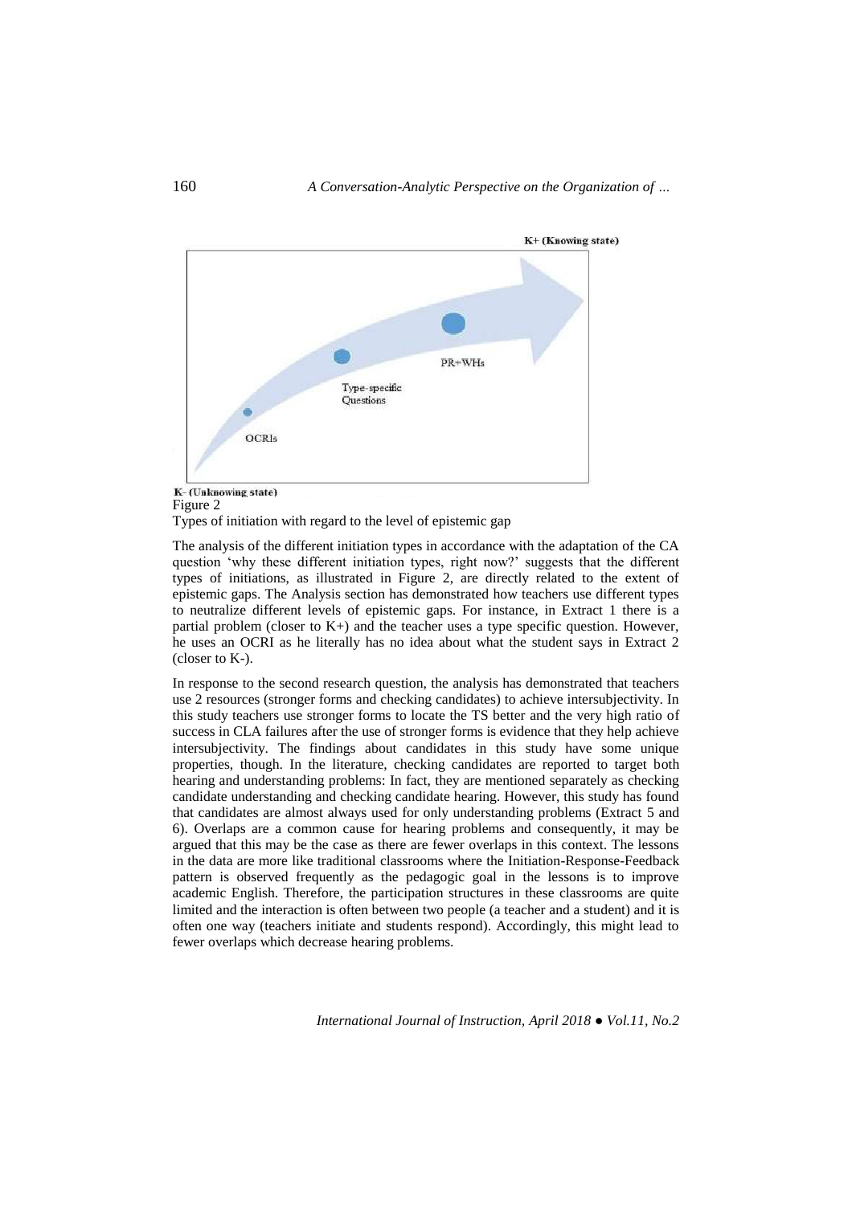K+ (Knowing state)

OCRIs

Type-specific Questions

PR+WHs

K- (Unknowing state)

Figure 2

Types of initiation with regard to the level of epistemic gap

The analysis of the different initiation types in accordance with the adaptation of the CA question 'why these different initiation types, right now?' suggests that the different types of initiations, as illustrated in Figure 2, are directly related to the extent of epistemic gaps. The Analysis section has demonstrated how teachers use different types to neutralize different levels of epistemic gaps. For instance, in Extract 1 there is a partial problem (closer to K+) and the teacher uses a type specific question. However, he uses an OCRI as he literally has no idea about what the student says in Extract 2 (closer to K-).

In response to the second research question, the analysis has demonstrated that teachers use 2 resources (stronger forms and checking candidates) to achieve intersubjectivity. In this study teachers use stronger forms to locate the TS better and the very high ratio of success in CLA failures after the use of stronger forms is evidence that they help achieve intersubjectivity. The findings about candidates in this study have some unique properties, though. In the literature, checking candidates are reported to target both hearing and understanding problems: In fact, they are mentioned separately as checking candidate understanding and checking candidate hearing. However, this study has found that candidates are almost always used for only understanding problems (Extract 5 and 6). Overlaps are a common cause for hearing problems and consequently, it may be argued that this may be the case as there are fewer overlaps in this context. The lessons in the data are more like traditional classrooms where the Initiation-Response-Feedback pattern is observed frequently as the pedagogic goal in the lessons is to improve academic English. Therefore, the participation structures in these classrooms are quite limited and the interaction is often between two people (a teacher and a student) and it is often one way (teachers initiate and students respond). Accordingly, this might lead to fewer overlaps which decrease hearing problems.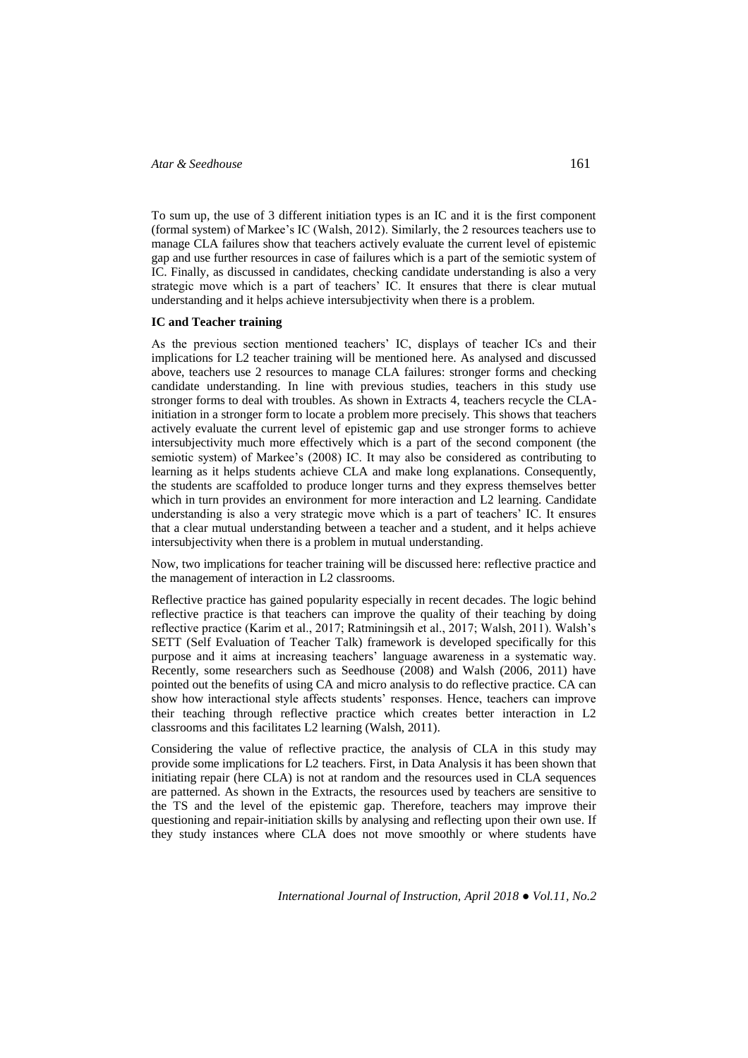To sum up, the use of 3 different initiation types is an IC and it is the first component (formal system) of Markee's IC (Walsh, 2012). Similarly, the 2 resources teachers use to manage CLA failures show that teachers actively evaluate the current level of epistemic gap and use further resources in case of failures which is a part of the semiotic system of IC. Finally, as discussed in candidates, checking candidate understanding is also a very strategic move which is a part of teachers' IC. It ensures that there is clear mutual understanding and it helps achieve intersubjectivity when there is a problem.

**IC and Teacher training**

As the previous section mentioned teachers' IC, displays of teacher ICs and their implications for L2 teacher training will be mentioned here. As analysed and discussed above, teachers use 2 resources to manage CLA failures: stronger forms and checking candidate understanding. In line with previous studies, teachers in this study use stronger forms to deal with troubles. As shown in Extracts 4, teachers recycle the CLA-initiation in a stronger form to locate a problem more precisely. This shows that teachers actively evaluate the current level of epistemic gap and use stronger forms to achieve intersubjectivity much more effectively which is a part of the second component (the semiotic system) of Markee's (2008) IC. It may also be considered as contributing to learning as it helps students achieve CLA and make long explanations. Consequently, the students are scaffolded to produce longer turns and they express themselves better which in turn provides an environment for more interaction and L2 learning. Candidate understanding is also a very strategic move which is a part of teachers' IC. It ensures that a clear mutual understanding between a teacher and a student, and it helps achieve intersubjectivity when there is a problem in mutual understanding.

Now, two implications for teacher training will be discussed here: reflective practice and the management of interaction in L2 classrooms.

Reflective practice has gained popularity especially in recent decades. The logic behind reflective practice is that teachers can improve the quality of their teaching by doing reflective practice (Karim et al., 2017; Ratminingsih et al., 2017; Walsh, 2011). Walsh's SETT (Self Evaluation of Teacher Talk) framework is developed specifically for this purpose and it aims at increasing teachers' language awareness in a systematic way. Recently, some researchers such as Seedhouse (2008) and Walsh (2006, 2011) have pointed out the benefits of using CA and micro analysis to do reflective practice. CA can show how interactional style affects students' responses. Hence, teachers can improve their teaching through reflective practice which creates better interaction in L2 classrooms and this facilitates L2 learning (Walsh, 2011).

Considering the value of reflective practice, the analysis of CLA in this study may provide some implications for L2 teachers. First, in Data Analysis it has been shown that initiating repair (here CLA) is not at random and the resources used in CLA sequences are patterned. As shown in the Extracts, the resources used by teachers are sensitive to the TS and the level of the epistemic gap. Therefore, teachers may improve their questioning and repair-initiation skills by analysing and reflecting upon their own use. If they study instances where CLA does not move smoothly or where students have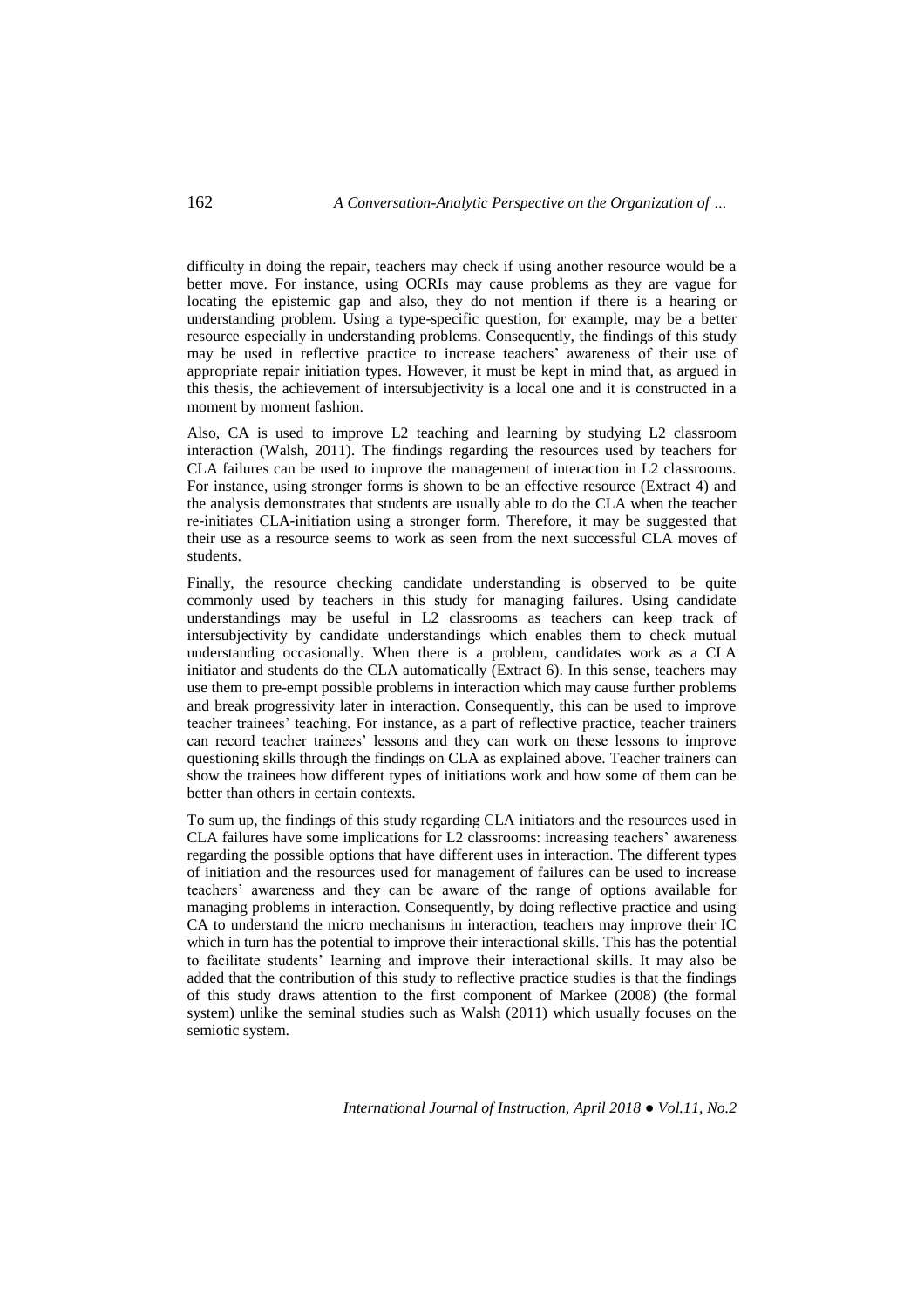difficulty in doing the repair, teachers may check if using another resource would be a better move. For instance, using OCRIs may cause problems as they are vague for locating the epistemic gap and also, they do not mention if there is a hearing or understanding problem. Using a type-specific question, for example, may be a better resource especially in understanding problems. Consequently, the findings of this study may be used in reflective practice to increase teachers' awareness of their use of appropriate repair initiation types. However, it must be kept in mind that, as argued in this thesis, the achievement of intersubjectivity is a local one and it is constructed in a moment by moment fashion.

Also, CA is used to improve L2 teaching and learning by studying L2 classroom interaction (Walsh, 2011). The findings regarding the resources used by teachers for CLA failures can be used to improve the management of interaction in L2 classrooms. For instance, using stronger forms is shown to be an effective resource (Extract 4) and the analysis demonstrates that students are usually able to do the CLA when the teacher re-initiates CLA-initiation using a stronger form. Therefore, it may be suggested that their use as a resource seems to work as seen from the next successful CLA moves of students.

Finally, the resource checking candidate understanding is observed to be quite commonly used by teachers in this study for managing failures. Using candidate understandings may be useful in L2 classrooms as teachers can keep track of intersubjectivity by candidate understandings which enables them to check mutual understanding occasionally. When there is a problem, candidates work as a CLA initiator and students do the CLA automatically (Extract 6). In this sense, teachers may use them to pre-empt possible problems in interaction which may cause further problems and break progressivity later in interaction. Consequently, this can be used to improve teacher trainees' teaching. For instance, as a part of reflective practice, teacher trainers can record teacher trainees' lessons and they can work on these lessons to improve questioning skills through the findings on CLA as explained above. Teacher trainers can show the trainees how different types of initiations work and how some of them can be better than others in certain contexts.

To sum up, the findings of this study regarding CLA initiators and the resources used in CLA failures have some implications for L2 classrooms: increasing teachers' awareness regarding the possible options that have different uses in interaction. The different types of initiation and the resources used for management of failures can be used to increase teachers' awareness and they can be aware of the range of options available for managing problems in interaction. Consequently, by doing reflective practice and using CA to understand the micro mechanisms in interaction, teachers may improve their IC which in turn has the potential to improve their interactional skills. This has the potential to facilitate students' learning and improve their interactional skills. It may also be added that the contribution of this study to reflective practice studies is that the findings of this study draws attention to the first component of Markee (2008) (the formal system) unlike the seminal studies such as Walsh (2011) which usually focuses on the semiotic system.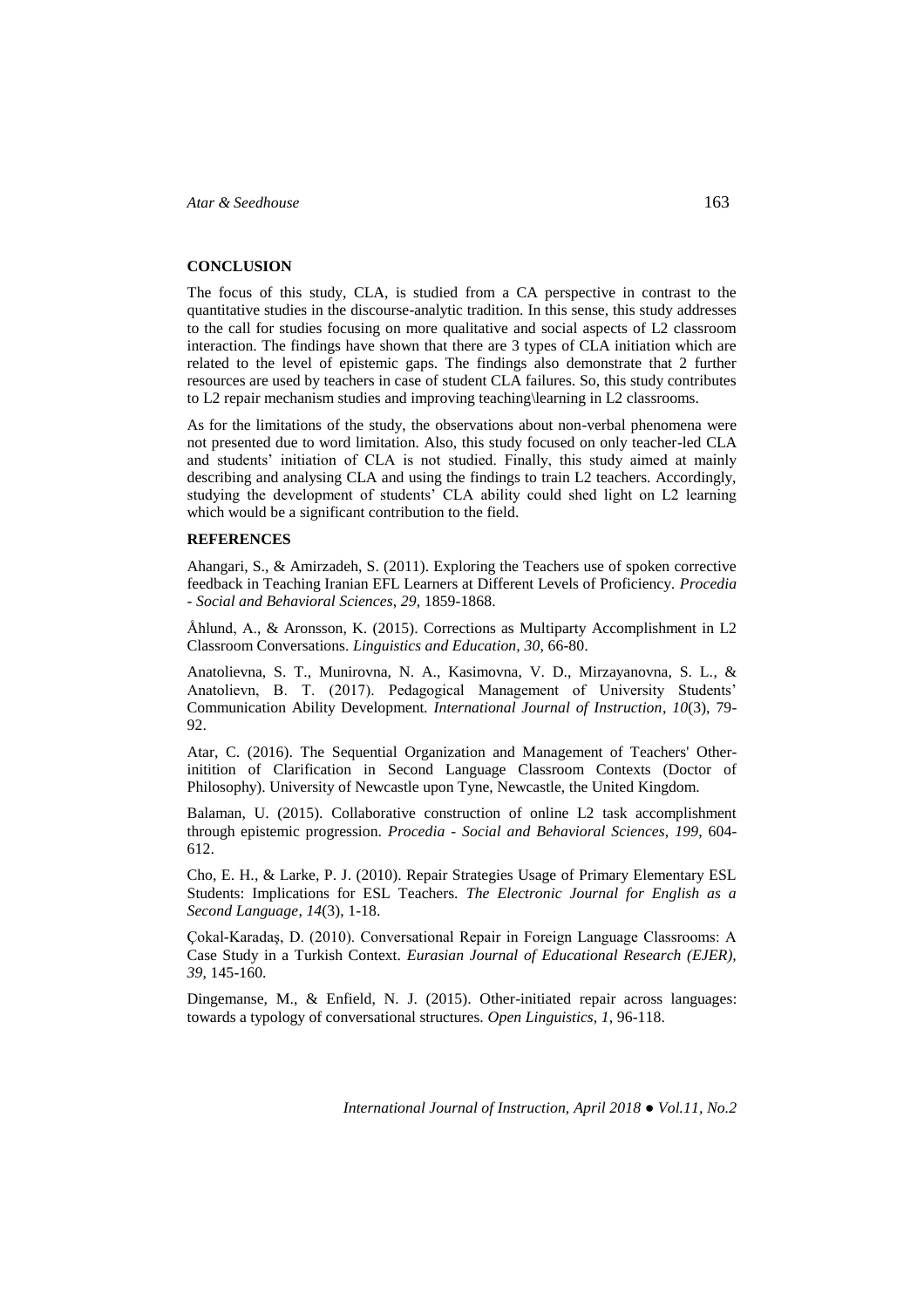## CONCLUSION

The focus of this study, CLA, is studied from a CA perspective in contrast to the quantitative studies in the discourse-analytic tradition. In this sense, this study addresses to the call for studies focusing on more qualitative and social aspects of L2 classroom interaction. The findings have shown that there are 3 types of CLA initiation which are related to the level of epistemic gaps. The findings also demonstrate that 2 further resources are used by teachers in case of student CLA failures. So, this study contributes to L2 repair mechanism studies and improving teaching\learning in L2 classrooms.

As for the limitations of the study, the observations about non-verbal phenomena were not presented due to word limitation. Also, this study focused on only teacher-led CLA and students' initiation of CLA is not studied. Finally, this study aimed at mainly describing and analysing CLA and using the findings to train L2 teachers. Accordingly, studying the development of students' CLA ability could shed light on L2 learning which would be a significant contribution to the field.

## REFERENCES

Ahangari, S., & Amirzadeh, S. (2011). Exploring the Teachers use of spoken corrective feedback in Teaching Iranian EFL Learners at Different Levels of Proficiency. *Procedia - Social and Behavioral Sciences*, *29*, 1859-1868.

Åhlund, A., & Aronsson, K. (2015). Corrections as Multiparty Accomplishment in L2 Classroom Conversations. *Linguistics and Education, 30*, 66-80.

Anatolievna, S. T., Munirovna, N. A., Kasimovna, V. D., Mirzayanovna, S. L., & Anatolievn, B. T. (2017). Pedagogical Management of University Students' Communication Ability Development. *International Journal of Instruction*, *10*(3), 79-92.

Atar, C. (2016). The Sequential Organization and Management of Teachers' Other-initition of Clarification in Second Language Classroom Contexts (Doctor of Philosophy). University of Newcastle upon Tyne, Newcastle, the United Kingdom.

Balaman, U. (2015). Collaborative construction of online L2 task accomplishment through epistemic progression. *Procedia - Social and Behavioral Sciences, 199*, 604-612.

Cho, E. H., & Larke, P. J. (2010). Repair Strategies Usage of Primary Elementary ESL Students: Implications for ESL Teachers. *The Electronic Journal for English as a Second Language*, *14*(3), 1-18.

Çokal-Karadaş, D. (2010). Conversational Repair in Foreign Language Classrooms: A Case Study in a Turkish Context. *Eurasian Journal of Educational Research (EJER), 39*, 145-160.

Dingemanse, M., & Enfield, N. J. (2015). Other-initiated repair across languages: towards a typology of conversational structures. *Open Linguistics*, *1*, 96-118.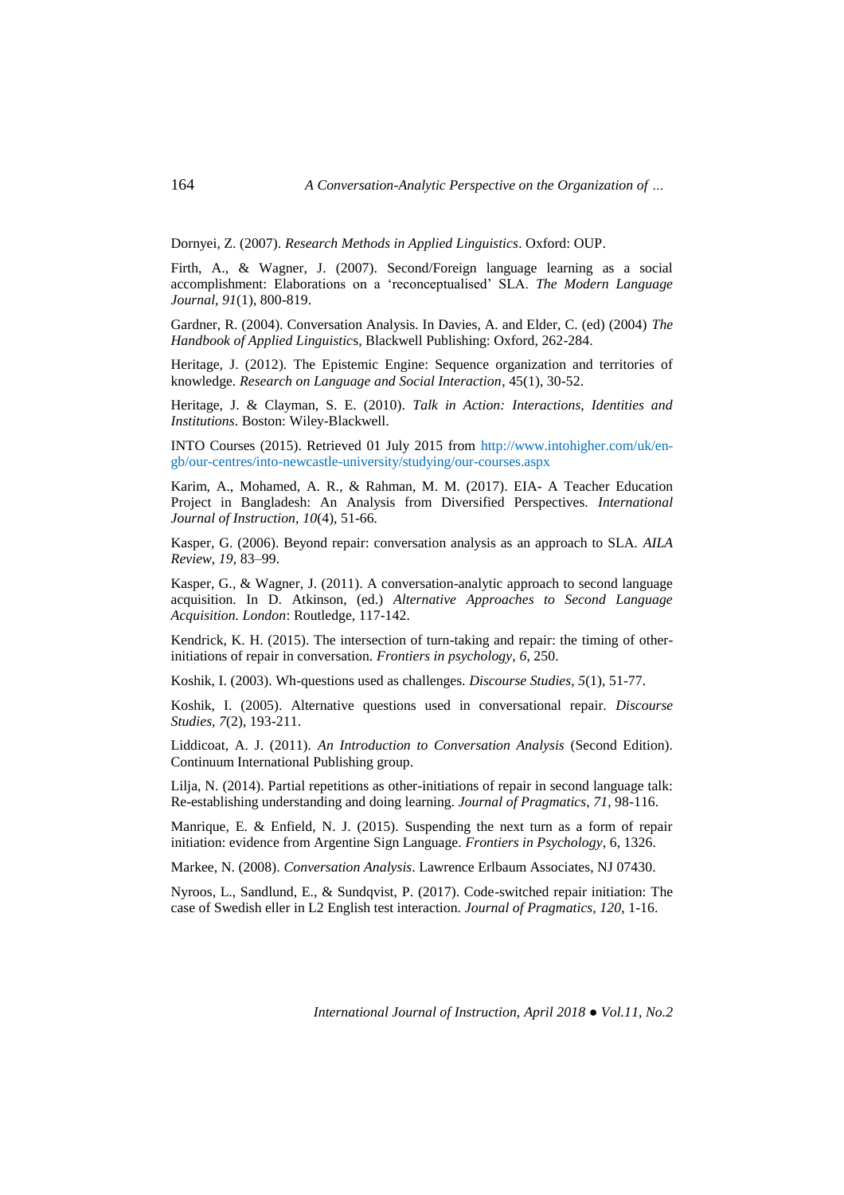Dornyei, Z. (2007). *Research Methods in Applied Linguistics*. Oxford: OUP.

Firth, A., & Wagner, J. (2007). Second/Foreign language learning as a social accomplishment: Elaborations on a 'reconceptualised' SLA. *The Modern Language Journal, 91*(1), 800-819.

Gardner, R. (2004). Conversation Analysis. In Davies, A. and Elder, C. (ed) (2004) *The Handbook of Applied Linguistic*s, Blackwell Publishing: Oxford, 262-284.

Heritage, J. (2012). The Epistemic Engine: Sequence organization and territories of knowledge. *Research on Language and Social Interaction*, 45(1), 30-52.

Heritage, J. & Clayman, S. E. (2010). *Talk in Action: Interactions, Identities and Institutions*. Boston: Wiley-Blackwell.

INTO Courses (2015). Retrieved 01 July 2015 from http://www.intohigher.com/uk/en-gb/our-centres/into-newcastle-university/studying/our-courses.aspx

Karim, A., Mohamed, A. R., & Rahman, M. M. (2017). EIA- A Teacher Education Project in Bangladesh: An Analysis from Diversified Perspectives. *International Journal of Instruction*, *10*(4), 51-66.

Kasper, G. (2006). Beyond repair: conversation analysis as an approach to SLA. *AILA Review*, *19*, 83–99.

Kasper, G., & Wagner, J. (2011). A conversation-analytic approach to second language acquisition. In D. Atkinson, (ed.) *Alternative Approaches to Second Language Acquisition. London*: Routledge, 117-142.

Kendrick, K. H. (2015). The intersection of turn-taking and repair: the timing of other-initiations of repair in conversation. *Frontiers in psychology, 6*, 250.

Koshik, I. (2003). Wh-questions used as challenges. *Discourse Studies, 5*(1), 51-77.

Koshik, I. (2005). Alternative questions used in conversational repair. *Discourse Studies, 7*(2), 193-211.

Liddicoat, A. J. (2011). *An Introduction to Conversation Analysis* (Second Edition). Continuum International Publishing group.

Lilja, N. (2014). Partial repetitions as other-initiations of repair in second language talk: Re-establishing understanding and doing learning. *Journal of Pragmatics*, *71*, 98-116.

Manrique, E. & Enfield, N. J. (2015). Suspending the next turn as a form of repair initiation: evidence from Argentine Sign Language. *Frontiers in Psychology*, 6, 1326.

Markee, N. (2008). *Conversation Analysis*. Lawrence Erlbaum Associates, NJ 07430.

Nyroos, L., Sandlund, E., & Sundqvist, P. (2017). Code-switched repair initiation: The case of Swedish eller in L2 English test interaction. *Journal of Pragmatics, 120*, 1-16.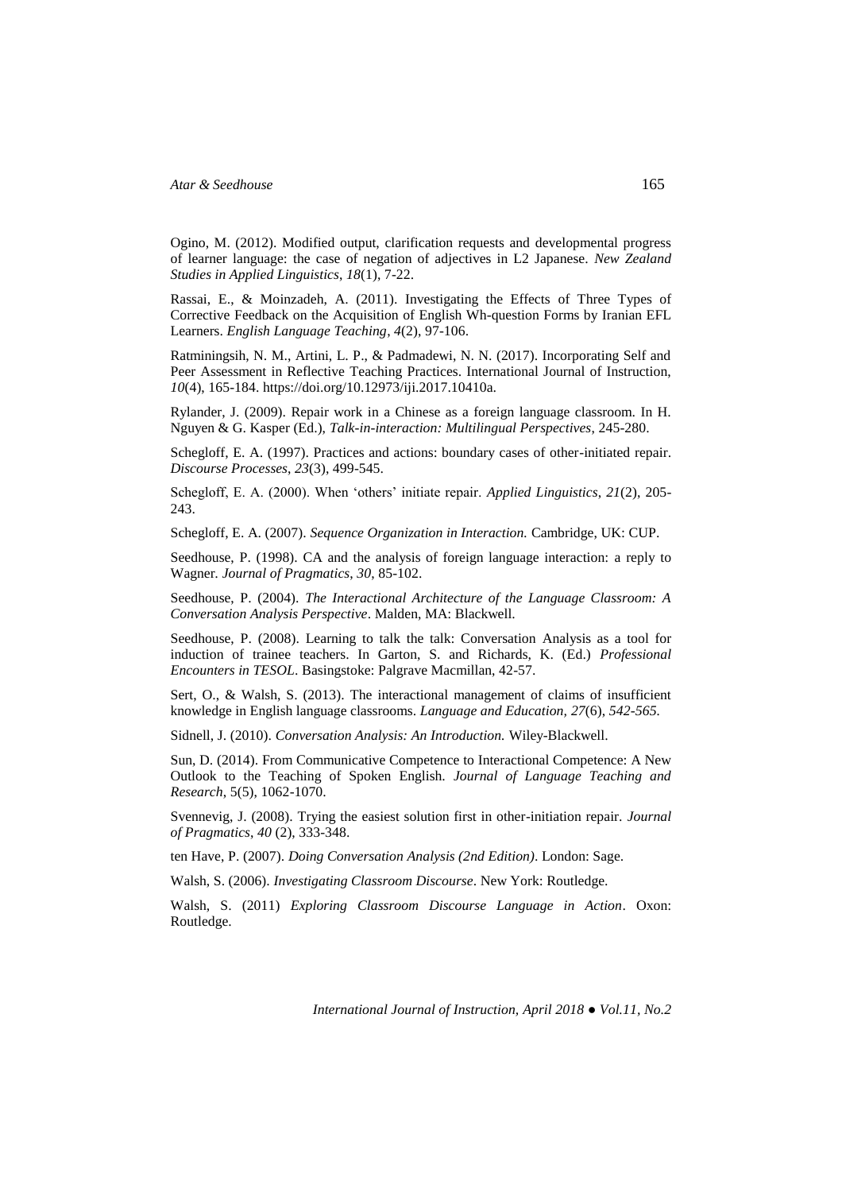Ogino, M. (2012). Modified output, clarification requests and developmental progress of learner language: the case of negation of adjectives in L2 Japanese. *New Zealand Studies in Applied Linguistics*, *18*(1), 7-22.

Rassai, E., & Moinzadeh, A. (2011). Investigating the Effects of Three Types of Corrective Feedback on the Acquisition of English Wh-question Forms by Iranian EFL Learners. *English Language Teaching*, *4*(2), 97-106.

Ratminingsih, N. M., Artini, L. P., & Padmadewi, N. N. (2017). Incorporating Self and Peer Assessment in Reflective Teaching Practices. International Journal of Instruction, *10*(4), 165-184. https://doi.org/10.12973/iji.2017.10410a.

Rylander, J. (2009). Repair work in a Chinese as a foreign language classroom. In H. Nguyen & G. Kasper (Ed.), *Talk-in-interaction: Multilingual Perspectives*, 245-280.

Schegloff, E. A. (1997). Practices and actions: boundary cases of other-initiated repair. *Discourse Processes*, *23*(3), 499-545.

Schegloff, E. A. (2000). When 'others' initiate repair. *Applied Linguistics*, *21*(2), 205-243.

Schegloff, E. A. (2007). *Sequence Organization in Interaction.* Cambridge, UK: CUP.

Seedhouse, P. (1998). CA and the analysis of foreign language interaction: a reply to Wagner. *Journal of Pragmatics*, *30*, 85-102.

Seedhouse, P. (2004). *The Interactional Architecture of the Language Classroom: A Conversation Analysis Perspective*. Malden, MA: Blackwell.

Seedhouse, P. (2008). Learning to talk the talk: Conversation Analysis as a tool for induction of trainee teachers. In Garton, S. and Richards, K. (Ed.) *Professional Encounters in TESOL*. Basingstoke: Palgrave Macmillan, 42-57.

Sert, O., & Walsh, S. (2013). The interactional management of claims of insufficient knowledge in English language classrooms. *Language and Education, 27*(6), *542-565.*

Sidnell, J. (2010). *Conversation Analysis: An Introduction.* Wiley-Blackwell.

Sun, D. (2014). From Communicative Competence to Interactional Competence: A New Outlook to the Teaching of Spoken English. *Journal of Language Teaching and Research*, 5(5), 1062-1070.

Svennevig, J. (2008). Trying the easiest solution first in other-initiation repair. *Journal of Pragmatics*, *40* (2), 333-348.

ten Have, P. (2007). *Doing Conversation Analysis (2nd Edition)*. London: Sage.

Walsh, S. (2006). *Investigating Classroom Discourse*. New York: Routledge.

Walsh, S. (2011) *Exploring Classroom Discourse Language in Action*. Oxon: Routledge.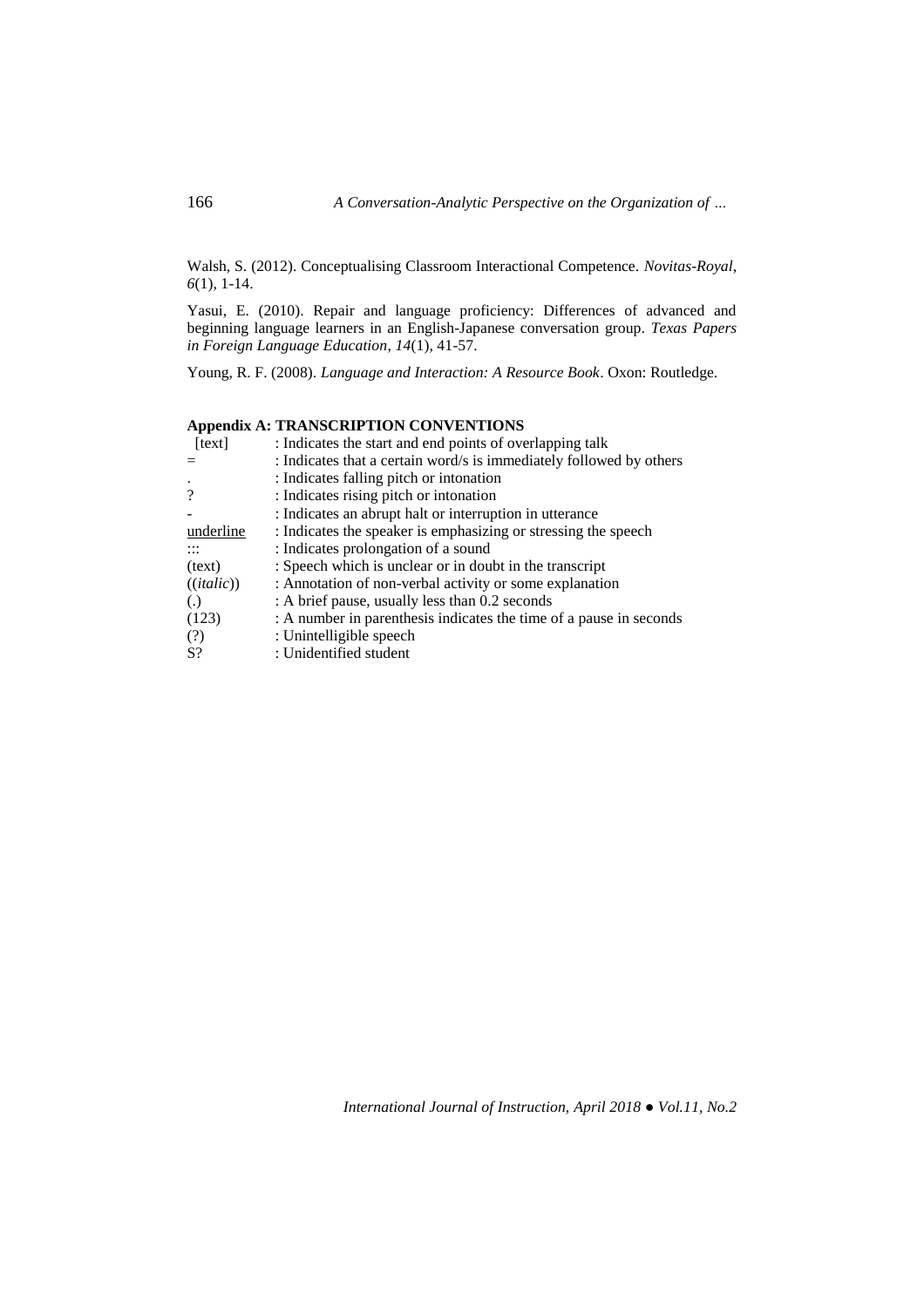Walsh, S. (2012). Conceptualising Classroom Interactional Competence. *Novitas-Royal*, *6*(1), 1-14.

Yasui, E. (2010). Repair and language proficiency: Differences of advanced and beginning language learners in an English-Japanese conversation group. *Texas Papers in Foreign Language Education*, *14*(1), 41-57.

Young, R. F. (2008). *Language and Interaction: A Resource Book*. Oxon: Routledge.

**Appendix A: TRANSCRIPTION CONVENTIONS**

| | |
|---|---|
| [text] | : Indicates the start and end points of overlapping talk |
| = | : Indicates that a certain word/s is immediately followed by others |
| . | : Indicates falling pitch or intonation |
| ? | : Indicates rising pitch or intonation |
| - | : Indicates an abrupt halt or interruption in utterance |
| <u>underline</u> | : Indicates the speaker is emphasizing or stressing the speech |
| ::: | : Indicates prolongation of a sound |
| (text) | : Speech which is unclear or in doubt in the transcript |
| ((*italic*)) | : Annotation of non-verbal activity or some explanation |
| (.) | : A brief pause, usually less than 0.2 seconds |
| (123) | : A number in parenthesis indicates the time of a pause in seconds |
| (?) | : Unintelligible speech |
| S? | : Unidentified student |